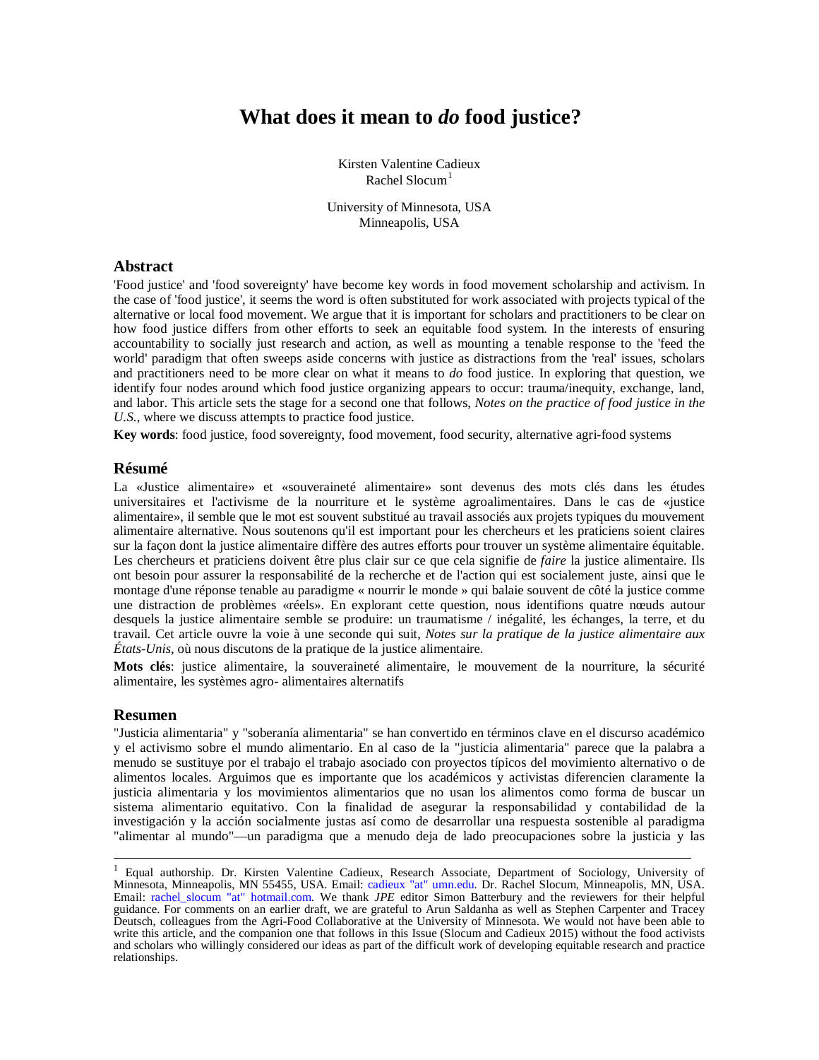# What does it mean to *do* food justice?

Kirsten Valentine Cadieux
Rachel Slocum[1]

University of Minnesota, USA
Minneapolis, USA

## Abstract

'Food justice' and 'food sovereignty' have become key words in food movement scholarship and activism. In the case of 'food justice', it seems the word is often substituted for work associated with projects typical of the alternative or local food movement. We argue that it is important for scholars and practitioners to be clear on how food justice differs from other efforts to seek an equitable food system. In the interests of ensuring accountability to socially just research and action, as well as mounting a tenable response to the 'feed the world' paradigm that often sweeps aside concerns with justice as distractions from the 'real' issues, scholars and practitioners need to be more clear on what it means to *do* food justice. In exploring that question, we identify four nodes around which food justice organizing appears to occur: trauma/inequity, exchange, land, and labor. This article sets the stage for a second one that follows, *Notes on the practice of food justice in the U.S.*, where we discuss attempts to practice food justice.

**Key words**: food justice, food sovereignty, food movement, food security, alternative agri-food systems

## Résumé

La «Justice alimentaire» et «souveraineté alimentaire» sont devenus des mots clés dans les études universitaires et l'activisme de la nourriture et le système agroalimentaires. Dans le cas de «justice alimentaire», il semble que le mot est souvent substitué au travail associés aux projets typiques du mouvement alimentaire alternative. Nous soutenons qu'il est important pour les chercheurs et les praticiens soient claires sur la façon dont la justice alimentaire diffère des autres efforts pour trouver un système alimentaire équitable. Les chercheurs et praticiens doivent être plus clair sur ce que cela signifie de *faire* la justice alimentaire. Ils ont besoin pour assurer la responsabilité de la recherche et de l'action qui est socialement juste, ainsi que le montage d'une réponse tenable au paradigme « nourrir le monde » qui balaie souvent de côté la justice comme une distraction de problèmes «réels». En explorant cette question, nous identifions quatre nœuds autour desquels la justice alimentaire semble se produire: un traumatisme / inégalité, les échanges, la terre, et du travail. Cet article ouvre la voie à une seconde qui suit, *Notes sur la pratique de la justice alimentaire aux États-Unis*, où nous discutons de la pratique de la justice alimentaire.

**Mots clés**: justice alimentaire, la souveraineté alimentaire, le mouvement de la nourriture, la sécurité alimentaire, les systèmes agro- alimentaires alternatifs

## Resumen

"Justicia alimentaria" y "soberanía alimentaria" se han convertido en términos clave en el discurso académico y el activismo sobre el mundo alimentario. En al caso de la "justicia alimentaria" parece que la palabra a menudo se sustituye por el trabajo el trabajo asociado con proyectos típicos del movimiento alternativo o de alimentos locales. Arguimos que es importante que los académicos y activistas diferencien claramente la justicia alimentaria y los movimientos alimentarios que no usan los alimentos como forma de buscar un sistema alimentario equitativo. Con la finalidad de asegurar la responsabilidad y contabilidad de la investigación y la acción socialmente justas así como de desarrollar una respuesta sostenible al paradigma "alimentar al mundo"—un paradigma que a menudo deja de lado preocupaciones sobre la justicia y las

---

[1] Equal authorship. Dr. Kirsten Valentine Cadieux, Research Associate, Department of Sociology, University of Minnesota, Minneapolis, MN 55455, USA. Email: cadieux "at" umn.edu. Dr. Rachel Slocum, Minneapolis, MN, USA. Email: rachel_slocum "at" hotmail.com. We thank *JPE* editor Simon Batterbury and the reviewers for their helpful guidance. For comments on an earlier draft, we are grateful to Arun Saldanha as well as Stephen Carpenter and Tracey Deutsch, colleagues from the Agri-Food Collaborative at the University of Minnesota. We would not have been able to write this article, and the companion one that follows in this Issue (Slocum and Cadieux 2015) without the food activists and scholars who willingly considered our ideas as part of the difficult work of developing equitable research and practice relationships.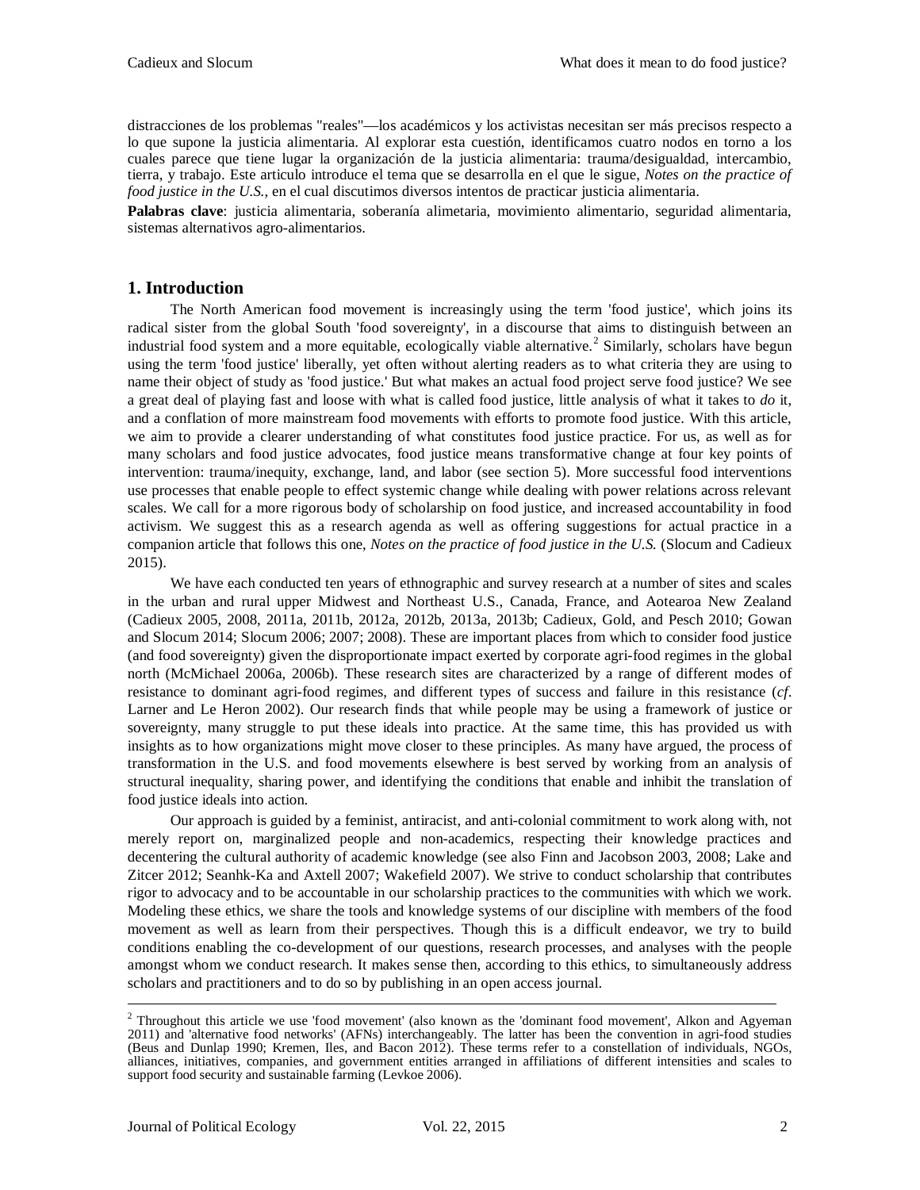distracciones de los problemas "reales"—los académicos y los activistas necesitan ser más precisos respecto a lo que supone la justicia alimentaria. Al explorar esta cuestión, identificamos cuatro nodos en torno a los cuales parece que tiene lugar la organización de la justicia alimentaria: trauma/desigualdad, intercambio, tierra, y trabajo. Este articulo introduce el tema que se desarrolla en el que le sigue, *Notes on the practice of food justice in the U.S.*, en el cual discutimos diversos intentos de practicar justicia alimentaria.

**Palabras clave**: justicia alimentaria, soberanía alimetaria, movimiento alimentario, seguridad alimentaria, sistemas alternativos agro-alimentarios.

## 1. Introduction

The North American food movement is increasingly using the term 'food justice', which joins its radical sister from the global South 'food sovereignty', in a discourse that aims to distinguish between an industrial food system and a more equitable, ecologically viable alternative.[2] Similarly, scholars have begun using the term 'food justice' liberally, yet often without alerting readers as to what criteria they are using to name their object of study as 'food justice.' But what makes an actual food project serve food justice? We see a great deal of playing fast and loose with what is called food justice, little analysis of what it takes to *do* it, and a conflation of more mainstream food movements with efforts to promote food justice. With this article, we aim to provide a clearer understanding of what constitutes food justice practice. For us, as well as for many scholars and food justice advocates, food justice means transformative change at four key points of intervention: trauma/inequity, exchange, land, and labor (see section 5). More successful food interventions use processes that enable people to effect systemic change while dealing with power relations across relevant scales. We call for a more rigorous body of scholarship on food justice, and increased accountability in food activism. We suggest this as a research agenda as well as offering suggestions for actual practice in a companion article that follows this one, *Notes on the practice of food justice in the U.S.* (Slocum and Cadieux 2015).

We have each conducted ten years of ethnographic and survey research at a number of sites and scales in the urban and rural upper Midwest and Northeast U.S., Canada, France, and Aotearoa New Zealand (Cadieux 2005, 2008, 2011a, 2011b, 2012a, 2012b, 2013a, 2013b; Cadieux, Gold, and Pesch 2010; Gowan and Slocum 2014; Slocum 2006; 2007; 2008). These are important places from which to consider food justice (and food sovereignty) given the disproportionate impact exerted by corporate agri-food regimes in the global north (McMichael 2006a, 2006b). These research sites are characterized by a range of different modes of resistance to dominant agri-food regimes, and different types of success and failure in this resistance (*cf.* Larner and Le Heron 2002). Our research finds that while people may be using a framework of justice or sovereignty, many struggle to put these ideals into practice. At the same time, this has provided us with insights as to how organizations might move closer to these principles. As many have argued, the process of transformation in the U.S. and food movements elsewhere is best served by working from an analysis of structural inequality, sharing power, and identifying the conditions that enable and inhibit the translation of food justice ideals into action.

Our approach is guided by a feminist, antiracist, and anti-colonial commitment to work along with, not merely report on, marginalized people and non-academics, respecting their knowledge practices and decentering the cultural authority of academic knowledge (see also Finn and Jacobson 2003, 2008; Lake and Zitcer 2012; Seanhk-Ka and Axtell 2007; Wakefield 2007). We strive to conduct scholarship that contributes rigor to advocacy and to be accountable in our scholarship practices to the communities with which we work. Modeling these ethics, we share the tools and knowledge systems of our discipline with members of the food movement as well as learn from their perspectives. Though this is a difficult endeavor, we try to build conditions enabling the co-development of our questions, research processes, and analyses with the people amongst whom we conduct research. It makes sense then, according to this ethics, to simultaneously address scholars and practitioners and to do so by publishing in an open access journal.

---

[2] Throughout this article we use 'food movement' (also known as the 'dominant food movement', Alkon and Agyeman 2011) and 'alternative food networks' (AFNs) interchangeably. The latter has been the convention in agri-food studies (Beus and Dunlap 1990; Kremen, Iles, and Bacon 2012). These terms refer to a constellation of individuals, NGOs, alliances, initiatives, companies, and government entities arranged in affiliations of different intensities and scales to support food security and sustainable farming (Levkoe 2006).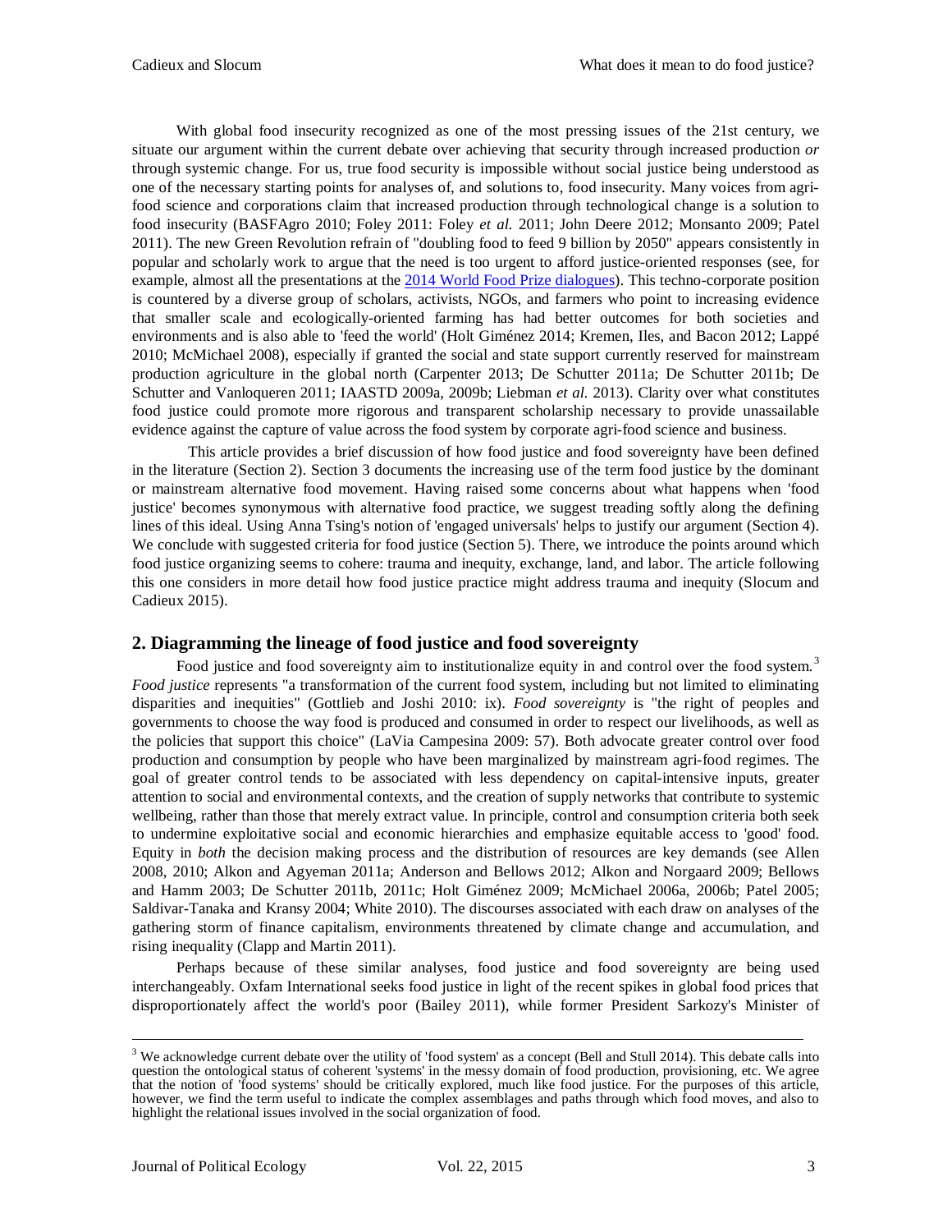With global food insecurity recognized as one of the most pressing issues of the 21st century, we situate our argument within the current debate over achieving that security through increased production *or* through systemic change. For us, true food security is impossible without social justice being understood as one of the necessary starting points for analyses of, and solutions to, food insecurity. Many voices from agri-food science and corporations claim that increased production through technological change is a solution to food insecurity (BASFAgro 2010; Foley 2011: Foley *et al.* 2011; John Deere 2012; Monsanto 2009; Patel 2011). The new Green Revolution refrain of "doubling food to feed 9 billion by 2050" appears consistently in popular and scholarly work to argue that the need is too urgent to afford justice-oriented responses (see, for example, almost all the presentations at the [2014 World Food Prize dialogues](#)). This techno-corporate position is countered by a diverse group of scholars, activists, NGOs, and farmers who point to increasing evidence that smaller scale and ecologically-oriented farming has had better outcomes for both societies and environments and is also able to 'feed the world' (Holt Giménez 2014; Kremen, Iles, and Bacon 2012; Lappé 2010; McMichael 2008), especially if granted the social and state support currently reserved for mainstream production agriculture in the global north (Carpenter 2013; De Schutter 2011a; De Schutter 2011b; De Schutter and Vanloqueren 2011; IAASTD 2009a, 2009b; Liebman *et al.* 2013). Clarity over what constitutes food justice could promote more rigorous and transparent scholarship necessary to provide unassailable evidence against the capture of value across the food system by corporate agri-food science and business.

This article provides a brief discussion of how food justice and food sovereignty have been defined in the literature (Section 2). Section 3 documents the increasing use of the term food justice by the dominant or mainstream alternative food movement. Having raised some concerns about what happens when 'food justice' becomes synonymous with alternative food practice, we suggest treading softly along the defining lines of this ideal. Using Anna Tsing's notion of 'engaged universals' helps to justify our argument (Section 4). We conclude with suggested criteria for food justice (Section 5). There, we introduce the points around which food justice organizing seems to cohere: trauma and inequity, exchange, land, and labor. The article following this one considers in more detail how food justice practice might address trauma and inequity (Slocum and Cadieux 2015).

## 2. Diagramming the lineage of food justice and food sovereignty

Food justice and food sovereignty aim to institutionalize equity in and control over the food system.[3] *Food justice* represents "a transformation of the current food system, including but not limited to eliminating disparities and inequities" (Gottlieb and Joshi 2010: ix). *Food sovereignty* is "the right of peoples and governments to choose the way food is produced and consumed in order to respect our livelihoods, as well as the policies that support this choice" (LaVia Campesina 2009: 57). Both advocate greater control over food production and consumption by people who have been marginalized by mainstream agri-food regimes. The goal of greater control tends to be associated with less dependency on capital-intensive inputs, greater attention to social and environmental contexts, and the creation of supply networks that contribute to systemic wellbeing, rather than those that merely extract value. In principle, control and consumption criteria both seek to undermine exploitative social and economic hierarchies and emphasize equitable access to 'good' food. Equity in *both* the decision making process and the distribution of resources are key demands (see Allen 2008, 2010; Alkon and Agyeman 2011a; Anderson and Bellows 2012; Alkon and Norgaard 2009; Bellows and Hamm 2003; De Schutter 2011b, 2011c; Holt Giménez 2009; McMichael 2006a, 2006b; Patel 2005; Saldivar-Tanaka and Kransy 2004; White 2010). The discourses associated with each draw on analyses of the gathering storm of finance capitalism, environments threatened by climate change and accumulation, and rising inequality (Clapp and Martin 2011).

Perhaps because of these similar analyses, food justice and food sovereignty are being used interchangeably. Oxfam International seeks food justice in light of the recent spikes in global food prices that disproportionately affect the world's poor (Bailey 2011), while former President Sarkozy's Minister of

[3] We acknowledge current debate over the utility of 'food system' as a concept (Bell and Stull 2014). This debate calls into question the ontological status of coherent 'systems' in the messy domain of food production, provisioning, etc. We agree that the notion of 'food systems' should be critically explored, much like food justice. For the purposes of this article, however, we find the term useful to indicate the complex assemblages and paths through which food moves, and also to highlight the relational issues involved in the social organization of food.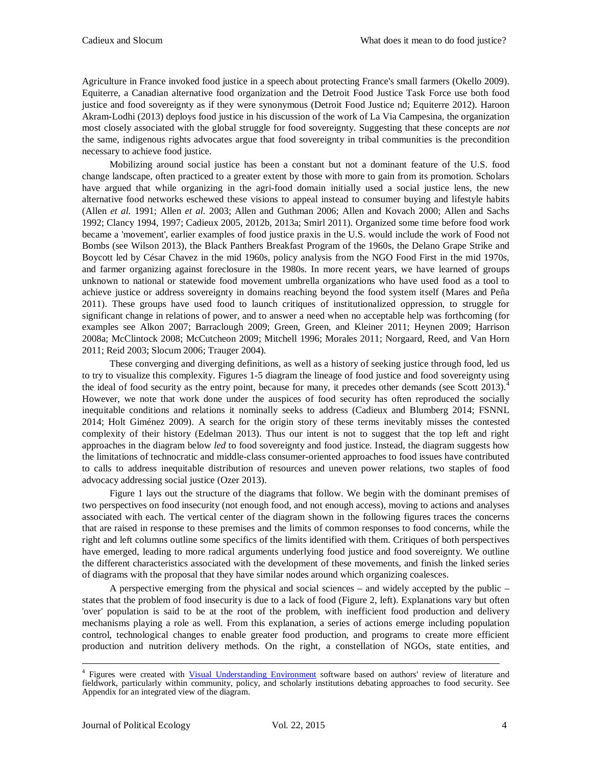Agriculture in France invoked food justice in a speech about protecting France's small farmers (Okello 2009). Equiterre, a Canadian alternative food organization and the Detroit Food Justice Task Force use both food justice and food sovereignty as if they were synonymous (Detroit Food Justice nd; Equiterre 2012). Haroon Akram-Lodhi (2013) deploys food justice in his discussion of the work of La Via Campesina, the organization most closely associated with the global struggle for food sovereignty. Suggesting that these concepts are *not* the same, indigenous rights advocates argue that food sovereignty in tribal communities is the precondition necessary to achieve food justice.

Mobilizing around social justice has been a constant but not a dominant feature of the U.S. food change landscape, often practiced to a greater extent by those with more to gain from its promotion. Scholars have argued that while organizing in the agri-food domain initially used a social justice lens, the new alternative food networks eschewed these visions to appeal instead to consumer buying and lifestyle habits (Allen *et al.* 1991; Allen *et al.* 2003; Allen and Guthman 2006; Allen and Kovach 2000; Allen and Sachs 1992; Clancy 1994, 1997; Cadieux 2005, 2012b, 2013a; Smirl 2011). Organized some time before food work became a 'movement', earlier examples of food justice praxis in the U.S. would include the work of Food not Bombs (see Wilson 2013), the Black Panthers Breakfast Program of the 1960s, the Delano Grape Strike and Boycott led by César Chavez in the mid 1960s, policy analysis from the NGO Food First in the mid 1970s, and farmer organizing against foreclosure in the 1980s. In more recent years, we have learned of groups unknown to national or statewide food movement umbrella organizations who have used food as a tool to achieve justice or address sovereignty in domains reaching beyond the food system itself (Mares and Peña 2011). These groups have used food to launch critiques of institutionalized oppression, to struggle for significant change in relations of power, and to answer a need when no acceptable help was forthcoming (for examples see Alkon 2007; Barraclough 2009; Green, Green, and Kleiner 2011; Heynen 2009; Harrison 2008a; McClintock 2008; McCutcheon 2009; Mitchell 1996; Morales 2011; Norgaard, Reed, and Van Horn 2011; Reid 2003; Slocum 2006; Trauger 2004).

These converging and diverging definitions, as well as a history of seeking justice through food, led us to try to visualize this complexity. Figures 1-5 diagram the lineage of food justice and food sovereignty using the ideal of food security as the entry point, because for many, it precedes other demands (see Scott 2013).[4] However, we note that work done under the auspices of food security has often reproduced the socially inequitable conditions and relations it nominally seeks to address (Cadieux and Blumberg 2014; FSNNL 2014; Holt Giménez 2009). A search for the origin story of these terms inevitably misses the contested complexity of their history (Edelman 2013). Thus our intent is not to suggest that the top left and right approaches in the diagram below *led* to food sovereignty and food justice. Instead, the diagram suggests how the limitations of technocratic and middle-class consumer-oriented approaches to food issues have contributed to calls to address inequitable distribution of resources and uneven power relations, two staples of food advocacy addressing social justice (Ozer 2013).

Figure 1 lays out the structure of the diagrams that follow. We begin with the dominant premises of two perspectives on food insecurity (not enough food, and not enough access), moving to actions and analyses associated with each. The vertical center of the diagram shown in the following figures traces the concerns that are raised in response to these premises and the limits of common responses to food concerns, while the right and left columns outline some specifics of the limits identified with them. Critiques of both perspectives have emerged, leading to more radical arguments underlying food justice and food sovereignty. We outline the different characteristics associated with the development of these movements, and finish the linked series of diagrams with the proposal that they have similar nodes around which organizing coalesces.

A perspective emerging from the physical and social sciences – and widely accepted by the public – states that the problem of food insecurity is due to a lack of food (Figure 2, left). Explanations vary but often 'over' population is said to be at the root of the problem, with inefficient food production and delivery mechanisms playing a role as well. From this explanation, a series of actions emerge including population control, technological changes to enable greater food production, and programs to create more efficient production and nutrition delivery methods. On the right, a constellation of NGOs, state entities, and

[4] Figures were created with Visual Understanding Environment software based on authors' review of literature and fieldwork, particularly within community, policy, and scholarly institutions debating approaches to food security. See Appendix for an integrated view of the diagram.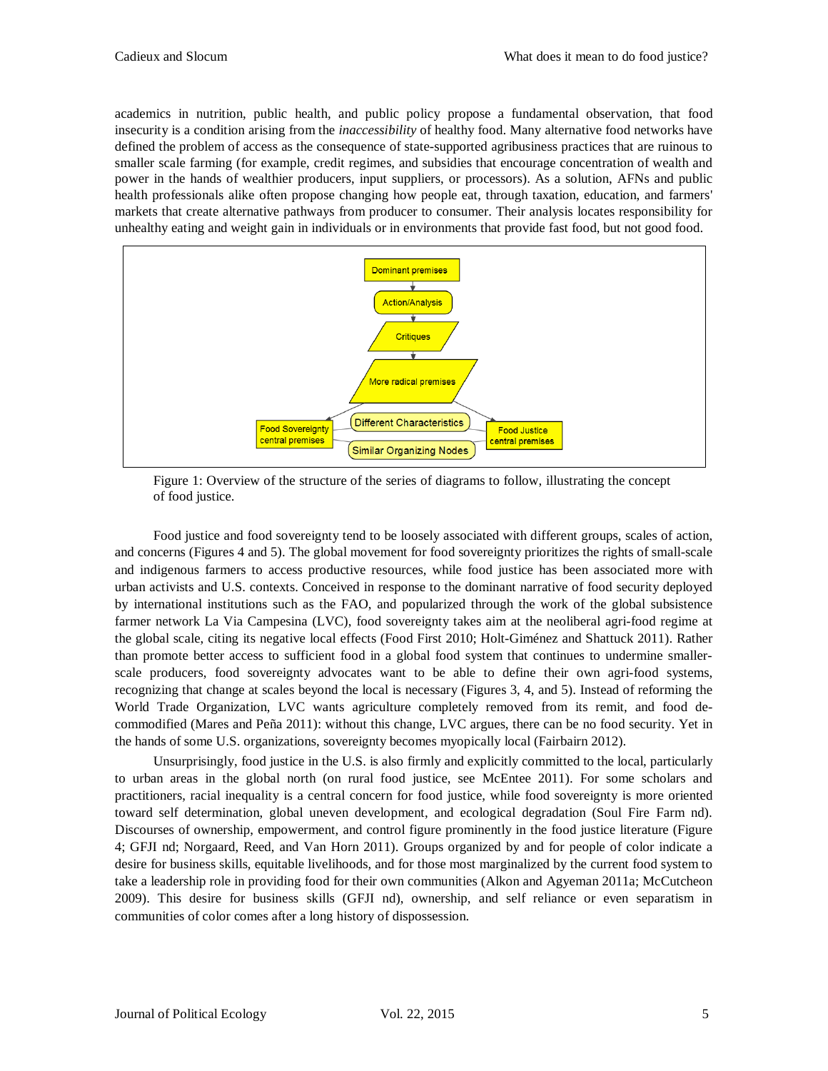academics in nutrition, public health, and public policy propose a fundamental observation, that food insecurity is a condition arising from the *inaccessibility* of healthy food. Many alternative food networks have defined the problem of access as the consequence of state-supported agribusiness practices that are ruinous to smaller scale farming (for example, credit regimes, and subsidies that encourage concentration of wealth and power in the hands of wealthier producers, input suppliers, or processors). As a solution, AFNs and public health professionals alike often propose changing how people eat, through taxation, education, and farmers' markets that create alternative pathways from producer to consumer. Their analysis locates responsibility for unhealthy eating and weight gain in individuals or in environments that provide fast food, but not good food.

Figure 1: Overview of the structure of the series of diagrams to follow, illustrating the concept of food justice.

Food justice and food sovereignty tend to be loosely associated with different groups, scales of action, and concerns (Figures 4 and 5). The global movement for food sovereignty prioritizes the rights of small-scale and indigenous farmers to access productive resources, while food justice has been associated more with urban activists and U.S. contexts. Conceived in response to the dominant narrative of food security deployed by international institutions such as the FAO, and popularized through the work of the global subsistence farmer network La Via Campesina (LVC), food sovereignty takes aim at the neoliberal agri-food regime at the global scale, citing its negative local effects (Food First 2010; Holt-Giménez and Shattuck 2011). Rather than promote better access to sufficient food in a global food system that continues to undermine smaller-scale producers, food sovereignty advocates want to be able to define their own agri-food systems, recognizing that change at scales beyond the local is necessary (Figures 3, 4, and 5). Instead of reforming the World Trade Organization, LVC wants agriculture completely removed from its remit, and food de-commodified (Mares and Peña 2011): without this change, LVC argues, there can be no food security. Yet in the hands of some U.S. organizations, sovereignty becomes myopically local (Fairbairn 2012).

Unsurprisingly, food justice in the U.S. is also firmly and explicitly committed to the local, particularly to urban areas in the global north (on rural food justice, see McEntee 2011). For some scholars and practitioners, racial inequality is a central concern for food justice, while food sovereignty is more oriented toward self determination, global uneven development, and ecological degradation (Soul Fire Farm nd). Discourses of ownership, empowerment, and control figure prominently in the food justice literature (Figure 4; GFJI nd; Norgaard, Reed, and Van Horn 2011). Groups organized by and for people of color indicate a desire for business skills, equitable livelihoods, and for those most marginalized by the current food system to take a leadership role in providing food for their own communities (Alkon and Agyeman 2011a; McCutcheon 2009). This desire for business skills (GFJI nd), ownership, and self reliance or even separatism in communities of color comes after a long history of dispossession.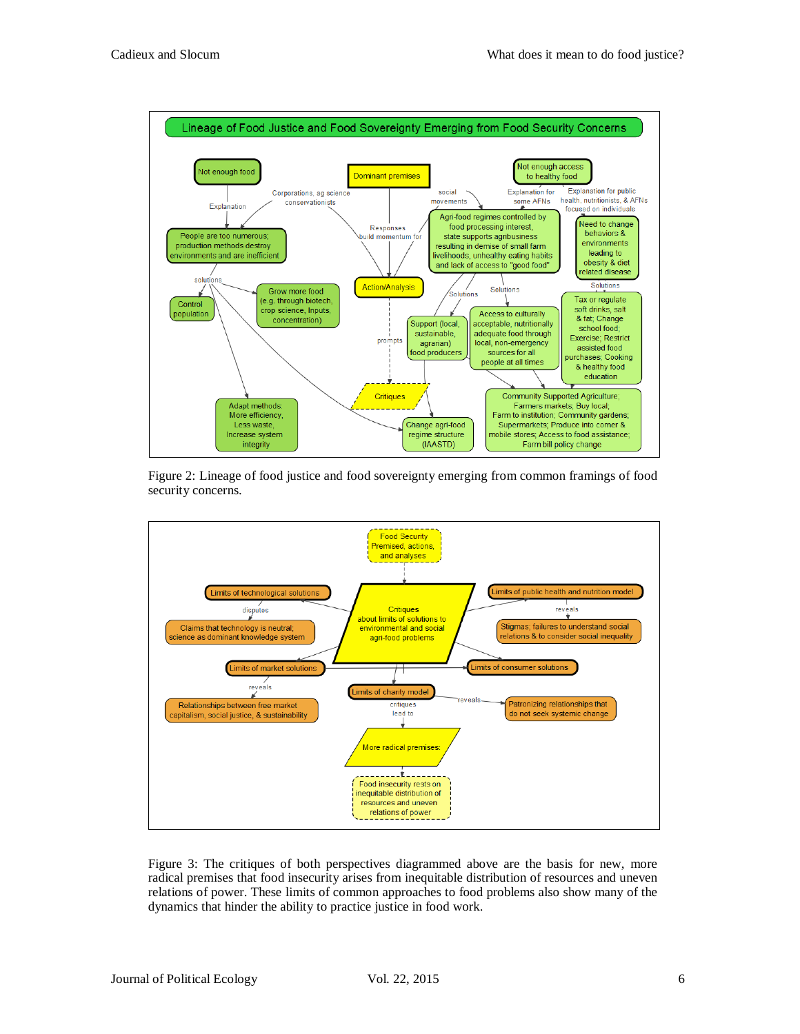Figure 2: Lineage of food justice and food sovereignty emerging from common framings of food security concerns.

Figure 3: The critiques of both perspectives diagrammed above are the basis for new, more radical premises that food insecurity arises from inequitable distribution of resources and uneven relations of power. These limits of common approaches to food problems also show many of the dynamics that hinder the ability to practice justice in food work.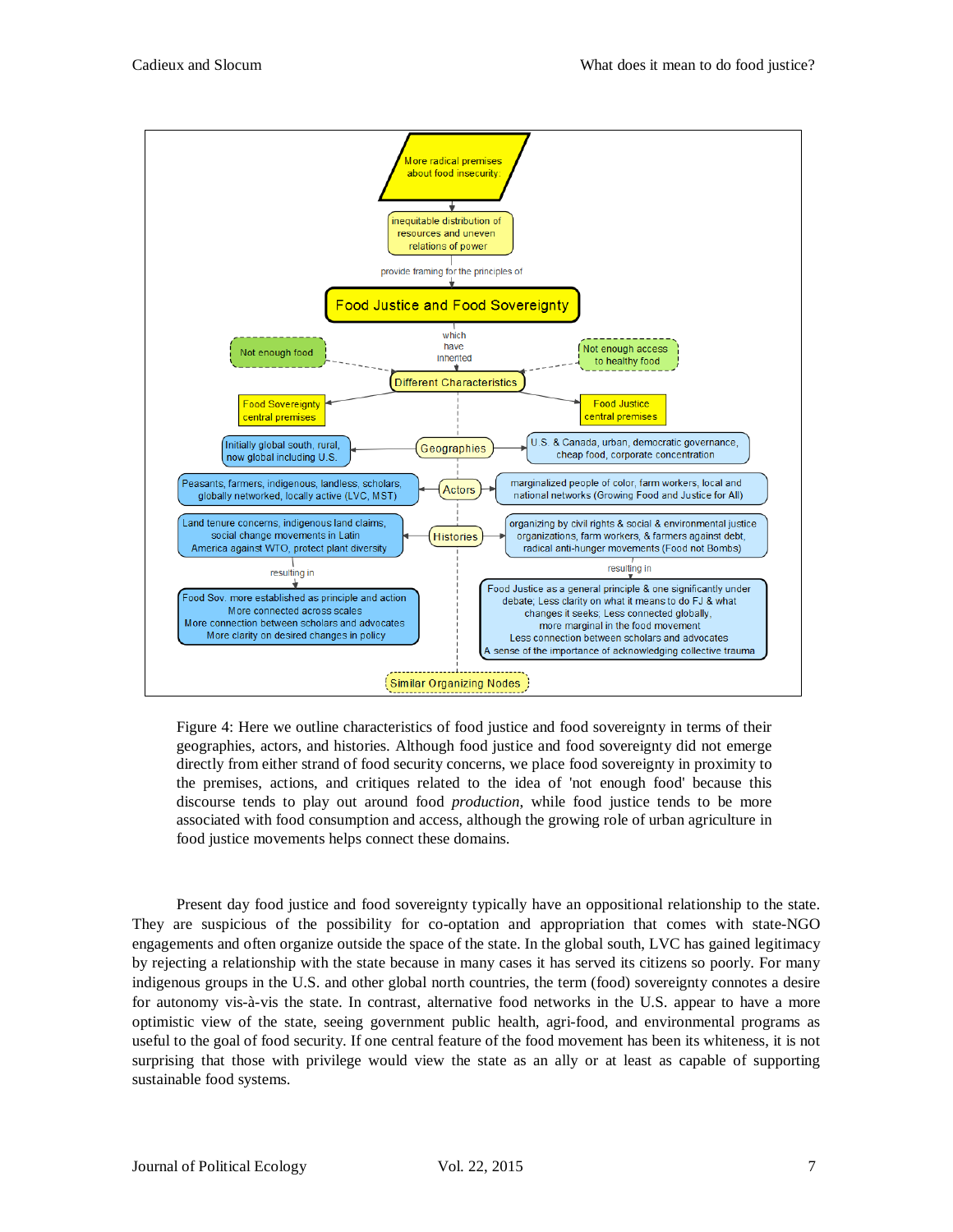More radical premises about food insecurity:

inequitable distribution of resources and uneven relations of power

provide framing for the principles of

**Food Justice and Food Sovereignty**

which have inherited

Different Characteristics

- Not enough food
- Not enough access to healthy food

| Food Sovereignty central premises | | Food Justice central premises |
| --- | --- | --- |
| Initially global south, rural, now global including U.S. | Geographies | U.S. & Canada, urban, democratic governance, cheap food, corporate concentration |
| Peasants, farmers, indigenous, landless, scholars, globally networked, locally active (LVC, MST) | Actors | marginalized people of color, farm workers, local and national networks (Growing Food and Justice for All) |
| Land tenure concerns, indigenous land claims, social change movements in Latin America against WTO, protect plant diversity | Histories | organizing by civil rights & social & environmental justice organizations, farm workers, & farmers against debt, radical anti-hunger movements (Food not Bombs) |
| resulting in | | resulting in |
| Food Sov. more established as principle and action. More connected across scales. More connection between scholars and advocates. More clarity on desired changes in policy | | Food Justice as a general principle & one significantly under debate; Less clarity on what it means to do FJ & what changes it seeks; Less connected globally, more marginal in the food movement. Less connection between scholars and advocates. A sense of the importance of acknowledging collective trauma |

Similar Organizing Nodes

Figure 4: Here we outline characteristics of food justice and food sovereignty in terms of their geographies, actors, and histories. Although food justice and food sovereignty did not emerge directly from either strand of food security concerns, we place food sovereignty in proximity to the premises, actions, and critiques related to the idea of 'not enough food' because this discourse tends to play out around food *production*, while food justice tends to be more associated with food consumption and access, although the growing role of urban agriculture in food justice movements helps connect these domains.

Present day food justice and food sovereignty typically have an oppositional relationship to the state. They are suspicious of the possibility for co-optation and appropriation that comes with state-NGO engagements and often organize outside the space of the state. In the global south, LVC has gained legitimacy by rejecting a relationship with the state because in many cases it has served its citizens so poorly. For many indigenous groups in the U.S. and other global north countries, the term (food) sovereignty connotes a desire for autonomy vis-à-vis the state. In contrast, alternative food networks in the U.S. appear to have a more optimistic view of the state, seeing government public health, agri-food, and environmental programs as useful to the goal of food security. If one central feature of the food movement has been its whiteness, it is not surprising that those with privilege would view the state as an ally or at least as capable of supporting sustainable food systems.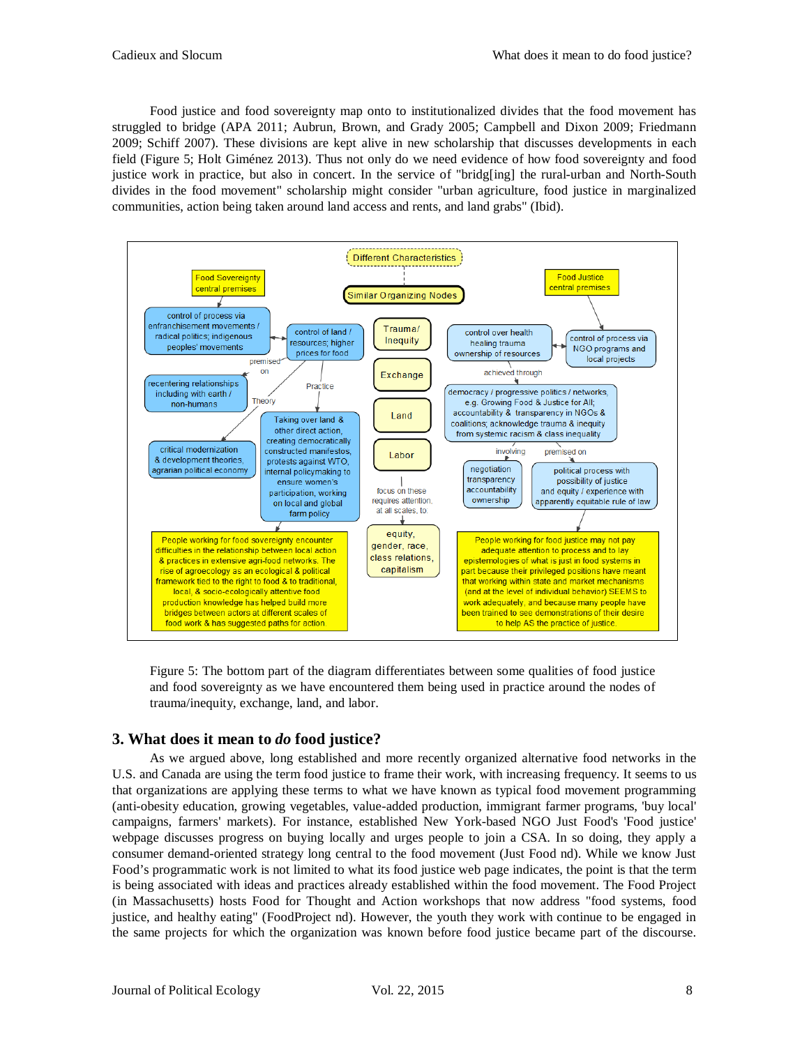Food justice and food sovereignty map onto to institutionalized divides that the food movement has struggled to bridge (APA 2011; Aubrun, Brown, and Grady 2005; Campbell and Dixon 2009; Friedmann 2009; Schiff 2007). These divisions are kept alive in new scholarship that discusses developments in each field (Figure 5; Holt Giménez 2013). Thus not only do we need evidence of how food sovereignty and food justice work in practice, but also in concert. In the service of "bridg[ing] the rural-urban and North-South divides in the food movement" scholarship might consider "urban agriculture, food justice in marginalized communities, action being taken around land access and rents, and land grabs" (Ibid).

Different Characteristics

Similar Organizing Nodes

Food Sovereignty central premises

Food Justice central premises

control of process via enfranchisement movements / radical politics; indigenous peoples' movements

control of land / resources; higher prices for food

premised on

recentering relationships including with earth / non-humans

Theory

Practice

critical modernization & development theories, agrarian political economy

Taking over land & other direct action, creating democratically constructed manifestos, protests against WTO, internal policymaking to ensure women's participation, working on local and global farm policy

Trauma/ Inequity

Exchange

Land

Labor

focus on these requires attention, at all scales, to

equity, gender, race, class relations, capitalism

control over health healing trauma ownership of resources

control of process via NGO programs and local projects

achieved through

democracy / progressive politics / networks, e.g. Growing Food & Justice for All; accountability & transparency in NGOs & coalitions; acknowledge trauma & inequity from systemic racism & class inequality

involving

premised on

negotiation transparency accountability ownership

political process with possibility of justice and equity / experience with apparently equitable rule of law

People working for food sovereignty encounter difficulties in the relationship between local action & practices in extensive agri-food networks. The rise of agroecology as an ecological & political framework tied to the right to food & to traditional, local, & socio-ecologically attentive food production knowledge has helped build more bridges between actors at different scales of food work & has suggested paths for action.

People working for food justice may not pay adequate attention to process and to lay epistemologies of what is just in food systems in part because their privileged positions have meant that working within state and market mechanisms (and at the level of individual behavior) SEEMS to work adequately, and because many people have been trained to see demonstrations of their desire to help AS the practice of justice.

Figure 5: The bottom part of the diagram differentiates between some qualities of food justice and food sovereignty as we have encountered them being used in practice around the nodes of trauma/inequity, exchange, land, and labor.

## 3. What does it mean to *do* food justice?

As we argued above, long established and more recently organized alternative food networks in the U.S. and Canada are using the term food justice to frame their work, with increasing frequency. It seems to us that organizations are applying these terms to what we have known as typical food movement programming (anti-obesity education, growing vegetables, value-added production, immigrant farmer programs, 'buy local' campaigns, farmers' markets). For instance, established New York-based NGO Just Food's 'Food justice' webpage discusses progress on buying locally and urges people to join a CSA. In so doing, they apply a consumer demand-oriented strategy long central to the food movement (Just Food nd). While we know Just Food's programmatic work is not limited to what its food justice web page indicates, the point is that the term is being associated with ideas and practices already established within the food movement. The Food Project (in Massachusetts) hosts Food for Thought and Action workshops that now address "food systems, food justice, and healthy eating" (FoodProject nd). However, the youth they work with continue to be engaged in the same projects for which the organization was known before food justice became part of the discourse.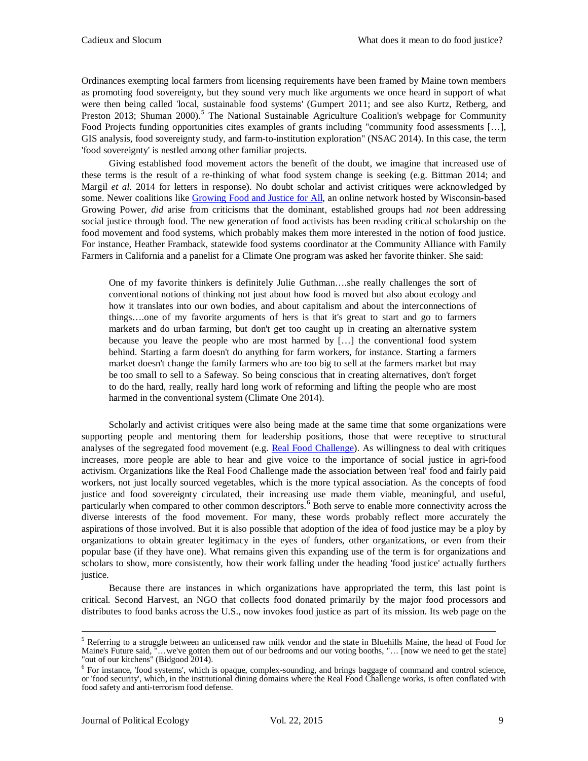Ordinances exempting local farmers from licensing requirements have been framed by Maine town members as promoting food sovereignty, but they sound very much like arguments we once heard in support of what were then being called 'local, sustainable food systems' (Gumpert 2011; and see also Kurtz, Retberg, and Preston 2013; Shuman 2000).[5] The National Sustainable Agriculture Coalition's webpage for Community Food Projects funding opportunities cites examples of grants including "community food assessments […], GIS analysis, food sovereignty study, and farm-to-institution exploration" (NSAC 2014). In this case, the term 'food sovereignty' is nestled among other familiar projects.

Giving established food movement actors the benefit of the doubt, we imagine that increased use of these terms is the result of a re-thinking of what food system change is seeking (e.g. Bittman 2014; and Margil *et al.* 2014 for letters in response). No doubt scholar and activist critiques were acknowledged by some. Newer coalitions like Growing Food and Justice for All, an online network hosted by Wisconsin-based Growing Power, *did* arise from criticisms that the dominant, established groups had *not* been addressing social justice through food. The new generation of food activists has been reading critical scholarship on the food movement and food systems, which probably makes them more interested in the notion of food justice. For instance, Heather Framback, statewide food systems coordinator at the Community Alliance with Family Farmers in California and a panelist for a Climate One program was asked her favorite thinker. She said:

> One of my favorite thinkers is definitely Julie Guthman….she really challenges the sort of conventional notions of thinking not just about how food is moved but also about ecology and how it translates into our own bodies, and about capitalism and about the interconnections of things….one of my favorite arguments of hers is that it's great to start and go to farmers markets and do urban farming, but don't get too caught up in creating an alternative system because you leave the people who are most harmed by […] the conventional food system behind. Starting a farm doesn't do anything for farm workers, for instance. Starting a farmers market doesn't change the family farmers who are too big to sell at the farmers market but may be too small to sell to a Safeway. So being conscious that in creating alternatives, don't forget to do the hard, really, really hard long work of reforming and lifting the people who are most harmed in the conventional system (Climate One 2014).

Scholarly and activist critiques were also being made at the same time that some organizations were supporting people and mentoring them for leadership positions, those that were receptive to structural analyses of the segregated food movement (e.g. Real Food Challenge). As willingness to deal with critiques increases, more people are able to hear and give voice to the importance of social justice in agri-food activism. Organizations like the Real Food Challenge made the association between 'real' food and fairly paid workers, not just locally sourced vegetables, which is the more typical association. As the concepts of food justice and food sovereignty circulated, their increasing use made them viable, meaningful, and useful, particularly when compared to other common descriptors.[6] Both serve to enable more connectivity across the diverse interests of the food movement. For many, these words probably reflect more accurately the aspirations of those involved. But it is also possible that adoption of the idea of food justice may be a ploy by organizations to obtain greater legitimacy in the eyes of funders, other organizations, or even from their popular base (if they have one). What remains given this expanding use of the term is for organizations and scholars to show, more consistently, how their work falling under the heading 'food justice' actually furthers justice.

Because there are instances in which organizations have appropriated the term, this last point is critical. Second Harvest, an NGO that collects food donated primarily by the major food processors and distributes to food banks across the U.S., now invokes food justice as part of its mission. Its web page on the

---

[5] Referring to a struggle between an unlicensed raw milk vendor and the state in Bluehills Maine, the head of Food for Maine's Future said, "…we've gotten them out of our bedrooms and our voting booths, "… [now we need to get the state] "out of our kitchens" (Bidgood 2014).

[6] For instance, 'food systems', which is opaque, complex-sounding, and brings baggage of command and control science, or 'food security', which, in the institutional dining domains where the Real Food Challenge works, is often conflated with food safety and anti-terrorism food defense.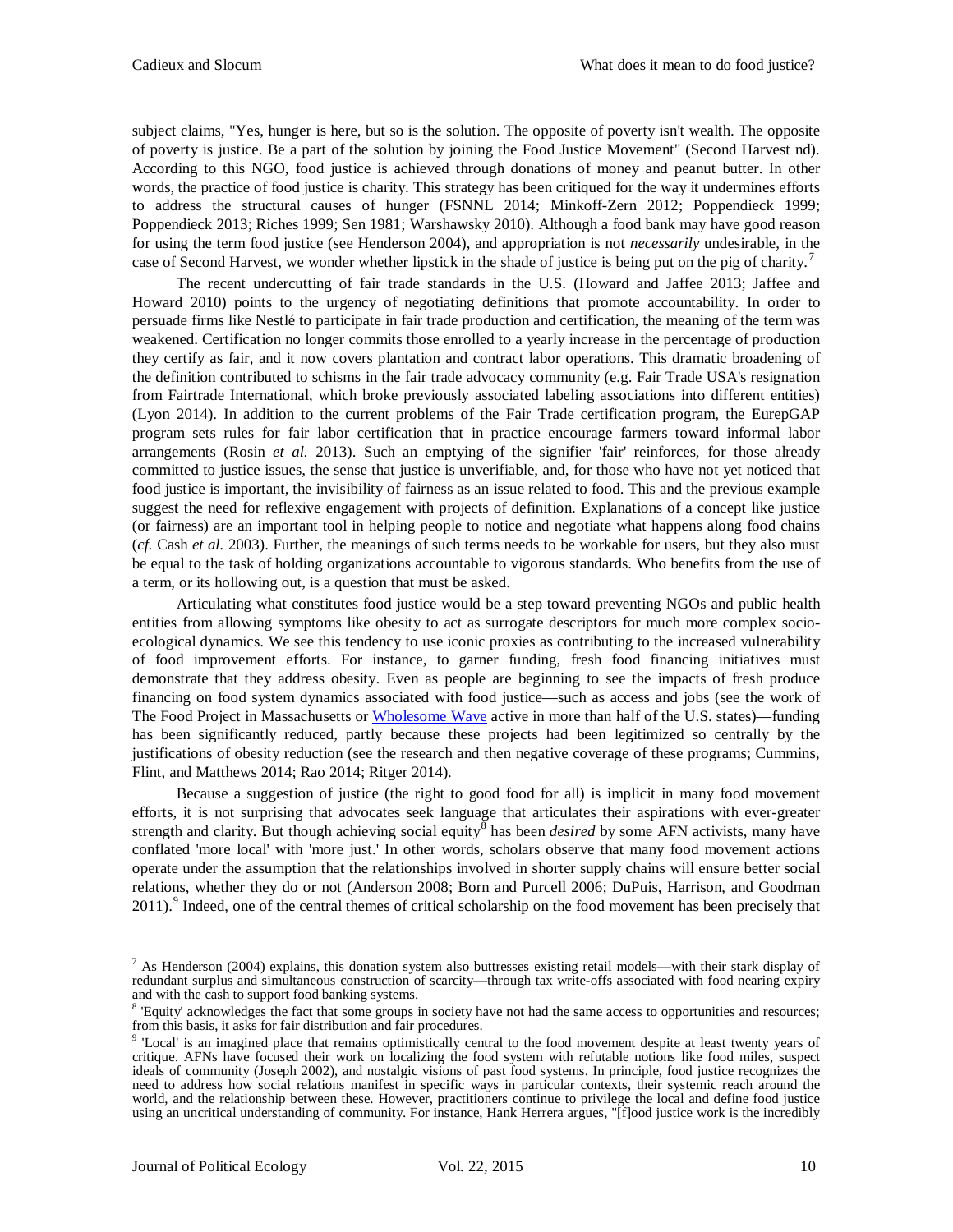subject claims, "Yes, hunger is here, but so is the solution. The opposite of poverty isn't wealth. The opposite of poverty is justice. Be a part of the solution by joining the Food Justice Movement" (Second Harvest nd). According to this NGO, food justice is achieved through donations of money and peanut butter. In other words, the practice of food justice is charity. This strategy has been critiqued for the way it undermines efforts to address the structural causes of hunger (FSNNL 2014; Minkoff-Zern 2012; Poppendieck 1999; Poppendieck 2013; Riches 1999; Sen 1981; Warshawsky 2010). Although a food bank may have good reason for using the term food justice (see Henderson 2004), and appropriation is not *necessarily* undesirable, in the case of Second Harvest, we wonder whether lipstick in the shade of justice is being put on the pig of charity.[7]

The recent undercutting of fair trade standards in the U.S. (Howard and Jaffee 2013; Jaffee and Howard 2010) points to the urgency of negotiating definitions that promote accountability. In order to persuade firms like Nestlé to participate in fair trade production and certification, the meaning of the term was weakened. Certification no longer commits those enrolled to a yearly increase in the percentage of production they certify as fair, and it now covers plantation and contract labor operations. This dramatic broadening of the definition contributed to schisms in the fair trade advocacy community (e.g. Fair Trade USA's resignation from Fairtrade International, which broke previously associated labeling associations into different entities) (Lyon 2014). In addition to the current problems of the Fair Trade certification program, the EurepGAP program sets rules for fair labor certification that in practice encourage farmers toward informal labor arrangements (Rosin *et al.* 2013). Such an emptying of the signifier 'fair' reinforces, for those already committed to justice issues, the sense that justice is unverifiable, and, for those who have not yet noticed that food justice is important, the invisibility of fairness as an issue related to food. This and the previous example suggest the need for reflexive engagement with projects of definition. Explanations of a concept like justice (or fairness) are an important tool in helping people to notice and negotiate what happens along food chains (*cf.* Cash *et al.* 2003). Further, the meanings of such terms needs to be workable for users, but they also must be equal to the task of holding organizations accountable to vigorous standards. Who benefits from the use of a term, or its hollowing out, is a question that must be asked.

Articulating what constitutes food justice would be a step toward preventing NGOs and public health entities from allowing symptoms like obesity to act as surrogate descriptors for much more complex socio-ecological dynamics. We see this tendency to use iconic proxies as contributing to the increased vulnerability of food improvement efforts. For instance, to garner funding, fresh food financing initiatives must demonstrate that they address obesity. Even as people are beginning to see the impacts of fresh produce financing on food system dynamics associated with food justice—such as access and jobs (see the work of The Food Project in Massachusetts or Wholesome Wave active in more than half of the U.S. states)—funding has been significantly reduced, partly because these projects had been legitimized so centrally by the justifications of obesity reduction (see the research and then negative coverage of these programs; Cummins, Flint, and Matthews 2014; Rao 2014; Ritger 2014).

Because a suggestion of justice (the right to good food for all) is implicit in many food movement efforts, it is not surprising that advocates seek language that articulates their aspirations with ever-greater strength and clarity. But though achieving social equity[8] has been *desired* by some AFN activists, many have conflated 'more local' with 'more just.' In other words, scholars observe that many food movement actions operate under the assumption that the relationships involved in shorter supply chains will ensure better social relations, whether they do or not (Anderson 2008; Born and Purcell 2006; DuPuis, Harrison, and Goodman 2011).[9] Indeed, one of the central themes of critical scholarship on the food movement has been precisely that

---

[7] As Henderson (2004) explains, this donation system also buttresses existing retail models—with their stark display of redundant surplus and simultaneous construction of scarcity—through tax write-offs associated with food nearing expiry and with the cash to support food banking systems.

[8] 'Equity' acknowledges the fact that some groups in society have not had the same access to opportunities and resources; from this basis, it asks for fair distribution and fair procedures.

[9] 'Local' is an imagined place that remains optimistically central to the food movement despite at least twenty years of critique. AFNs have focused their work on localizing the food system with refutable notions like food miles, suspect ideals of community (Joseph 2002), and nostalgic visions of past food systems. In principle, food justice recognizes the need to address how social relations manifest in specific ways in particular contexts, their systemic reach around the world, and the relationship between these. However, practitioners continue to privilege the local and define food justice using an uncritical understanding of community. For instance, Hank Herrera argues, "[f]ood justice work is the incredibly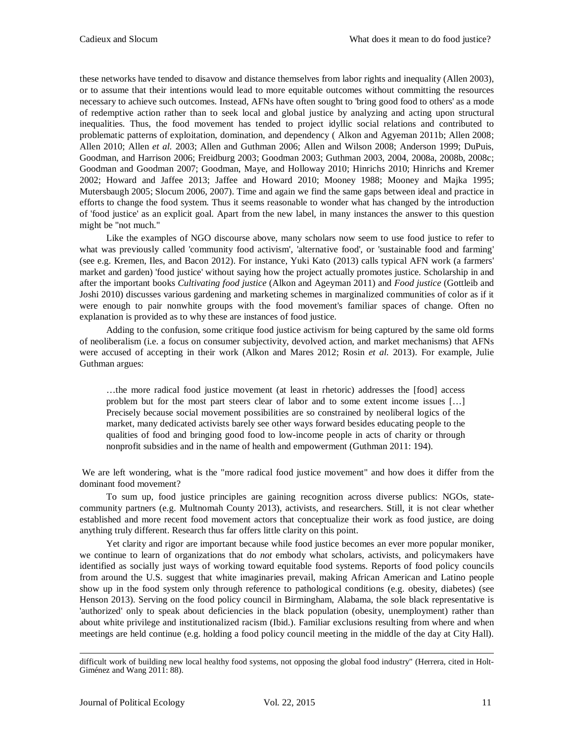these networks have tended to disavow and distance themselves from labor rights and inequality (Allen 2003), or to assume that their intentions would lead to more equitable outcomes without committing the resources necessary to achieve such outcomes. Instead, AFNs have often sought to 'bring good food to others' as a mode of redemptive action rather than to seek local and global justice by analyzing and acting upon structural inequalities. Thus, the food movement has tended to project idyllic social relations and contributed to problematic patterns of exploitation, domination, and dependency ( Alkon and Agyeman 2011b; Allen 2008; Allen 2010; Allen *et al.* 2003; Allen and Guthman 2006; Allen and Wilson 2008; Anderson 1999; DuPuis, Goodman, and Harrison 2006; Freidburg 2003; Goodman 2003; Guthman 2003, 2004, 2008a, 2008b, 2008c; Goodman and Goodman 2007; Goodman, Maye, and Holloway 2010; Hinrichs 2010; Hinrichs and Kremer 2002; Howard and Jaffee 2013; Jaffee and Howard 2010; Mooney 1988; Mooney and Majka 1995; Mutersbaugh 2005; Slocum 2006, 2007). Time and again we find the same gaps between ideal and practice in efforts to change the food system. Thus it seems reasonable to wonder what has changed by the introduction of 'food justice' as an explicit goal. Apart from the new label, in many instances the answer to this question might be "not much."

Like the examples of NGO discourse above, many scholars now seem to use food justice to refer to what was previously called 'community food activism', 'alternative food', or 'sustainable food and farming' (see e.g. Kremen, Iles, and Bacon 2012). For instance, Yuki Kato (2013) calls typical AFN work (a farmers' market and garden) 'food justice' without saying how the project actually promotes justice. Scholarship in and after the important books *Cultivating food justice* (Alkon and Ageyman 2011) and *Food justice* (Gottleib and Joshi 2010) discusses various gardening and marketing schemes in marginalized communities of color as if it were enough to pair nonwhite groups with the food movement's familiar spaces of change. Often no explanation is provided as to why these are instances of food justice.

Adding to the confusion, some critique food justice activism for being captured by the same old forms of neoliberalism (i.e. a focus on consumer subjectivity, devolved action, and market mechanisms) that AFNs were accused of accepting in their work (Alkon and Mares 2012; Rosin *et al.* 2013). For example, Julie Guthman argues:

> …the more radical food justice movement (at least in rhetoric) addresses the [food] access problem but for the most part steers clear of labor and to some extent income issues […] Precisely because social movement possibilities are so constrained by neoliberal logics of the market, many dedicated activists barely see other ways forward besides educating people to the qualities of food and bringing good food to low-income people in acts of charity or through nonprofit subsidies and in the name of health and empowerment (Guthman 2011: 194).

We are left wondering, what is the "more radical food justice movement" and how does it differ from the dominant food movement?

To sum up, food justice principles are gaining recognition across diverse publics: NGOs, state-community partners (e.g. Multnomah County 2013), activists, and researchers. Still, it is not clear whether established and more recent food movement actors that conceptualize their work as food justice, are doing anything truly different. Research thus far offers little clarity on this point.

Yet clarity and rigor are important because while food justice becomes an ever more popular moniker, we continue to learn of organizations that do *not* embody what scholars, activists, and policymakers have identified as socially just ways of working toward equitable food systems. Reports of food policy councils from around the U.S. suggest that white imaginaries prevail, making African American and Latino people show up in the food system only through reference to pathological conditions (e.g. obesity, diabetes) (see Henson 2013). Serving on the food policy council in Birmingham, Alabama, the sole black representative is 'authorized' only to speak about deficiencies in the black population (obesity, unemployment) rather than about white privilege and institutionalized racism (Ibid.). Familiar exclusions resulting from where and when meetings are held continue (e.g. holding a food policy council meeting in the middle of the day at City Hall).

---

difficult work of building new local healthy food systems, not opposing the global food industry" (Herrera, cited in Holt-Giménez and Wang 2011: 88).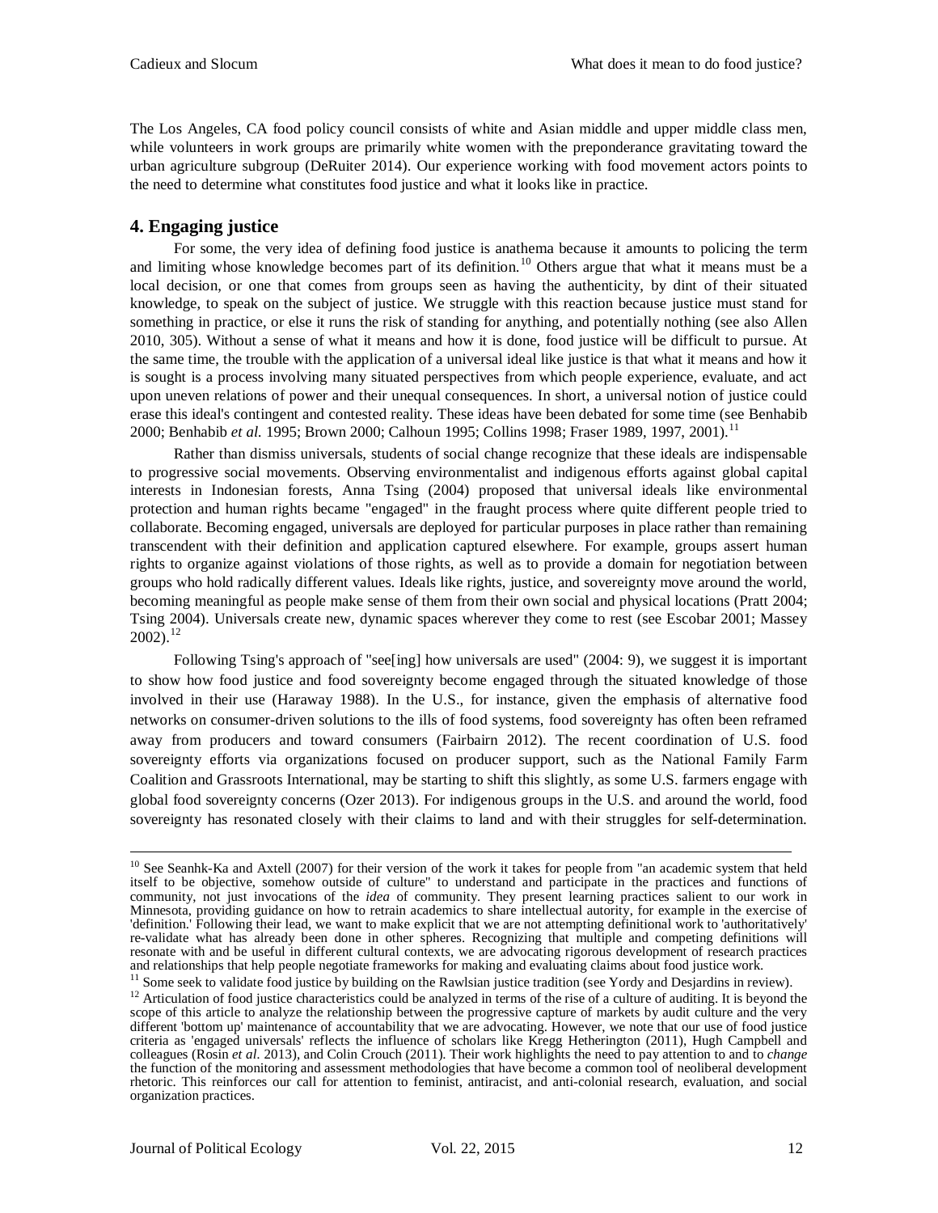The Los Angeles, CA food policy council consists of white and Asian middle and upper middle class men, while volunteers in work groups are primarily white women with the preponderance gravitating toward the urban agriculture subgroup (DeRuiter 2014). Our experience working with food movement actors points to the need to determine what constitutes food justice and what it looks like in practice.

## 4. Engaging justice

For some, the very idea of defining food justice is anathema because it amounts to policing the term and limiting whose knowledge becomes part of its definition.[10] Others argue that what it means must be a local decision, or one that comes from groups seen as having the authenticity, by dint of their situated knowledge, to speak on the subject of justice. We struggle with this reaction because justice must stand for something in practice, or else it runs the risk of standing for anything, and potentially nothing (see also Allen 2010, 305). Without a sense of what it means and how it is done, food justice will be difficult to pursue. At the same time, the trouble with the application of a universal ideal like justice is that what it means and how it is sought is a process involving many situated perspectives from which people experience, evaluate, and act upon uneven relations of power and their unequal consequences. In short, a universal notion of justice could erase this ideal's contingent and contested reality. These ideas have been debated for some time (see Benhabib 2000; Benhabib *et al.* 1995; Brown 2000; Calhoun 1995; Collins 1998; Fraser 1989, 1997, 2001).[11]

Rather than dismiss universals, students of social change recognize that these ideals are indispensable to progressive social movements. Observing environmentalist and indigenous efforts against global capital interests in Indonesian forests, Anna Tsing (2004) proposed that universal ideals like environmental protection and human rights became "engaged" in the fraught process where quite different people tried to collaborate. Becoming engaged, universals are deployed for particular purposes in place rather than remaining transcendent with their definition and application captured elsewhere. For example, groups assert human rights to organize against violations of those rights, as well as to provide a domain for negotiation between groups who hold radically different values. Ideals like rights, justice, and sovereignty move around the world, becoming meaningful as people make sense of them from their own social and physical locations (Pratt 2004; Tsing 2004). Universals create new, dynamic spaces wherever they come to rest (see Escobar 2001; Massey 2002).[12]

Following Tsing's approach of "see[ing] how universals are used" (2004: 9), we suggest it is important to show how food justice and food sovereignty become engaged through the situated knowledge of those involved in their use (Haraway 1988). In the U.S., for instance, given the emphasis of alternative food networks on consumer-driven solutions to the ills of food systems, food sovereignty has often been reframed away from producers and toward consumers (Fairbairn 2012). The recent coordination of U.S. food sovereignty efforts via organizations focused on producer support, such as the National Family Farm Coalition and Grassroots International, may be starting to shift this slightly, as some U.S. farmers engage with global food sovereignty concerns (Ozer 2013). For indigenous groups in the U.S. and around the world, food sovereignty has resonated closely with their claims to land and with their struggles for self-determination.

---

[10] See Seanhk-Ka and Axtell (2007) for their version of the work it takes for people from "an academic system that held itself to be objective, somehow outside of culture" to understand and participate in the practices and functions of community, not just invocations of the *idea* of community. They present learning practices salient to our work in Minnesota, providing guidance on how to retrain academics to share intellectual autority, for example in the exercise of 'definition.' Following their lead, we want to make explicit that we are not attempting definitional work to 'authoritatively' re-validate what has already been done in other spheres. Recognizing that multiple and competing definitions will resonate with and be useful in different cultural contexts, we are advocating rigorous development of research practices and relationships that help people negotiate frameworks for making and evaluating claims about food justice work.

[11] Some seek to validate food justice by building on the Rawlsian justice tradition (see Yordy and Desjardins in review).

[12] Articulation of food justice characteristics could be analyzed in terms of the rise of a culture of auditing. It is beyond the scope of this article to analyze the relationship between the progressive capture of markets by audit culture and the very different 'bottom up' maintenance of accountability that we are advocating. However, we note that our use of food justice criteria as 'engaged universals' reflects the influence of scholars like Kregg Hetherington (2011), Hugh Campbell and colleagues (Rosin *et al.* 2013), and Colin Crouch (2011). Their work highlights the need to pay attention to and to *change* the function of the monitoring and assessment methodologies that have become a common tool of neoliberal development rhetoric. This reinforces our call for attention to feminist, antiracist, and anti-colonial research, evaluation, and social organization practices.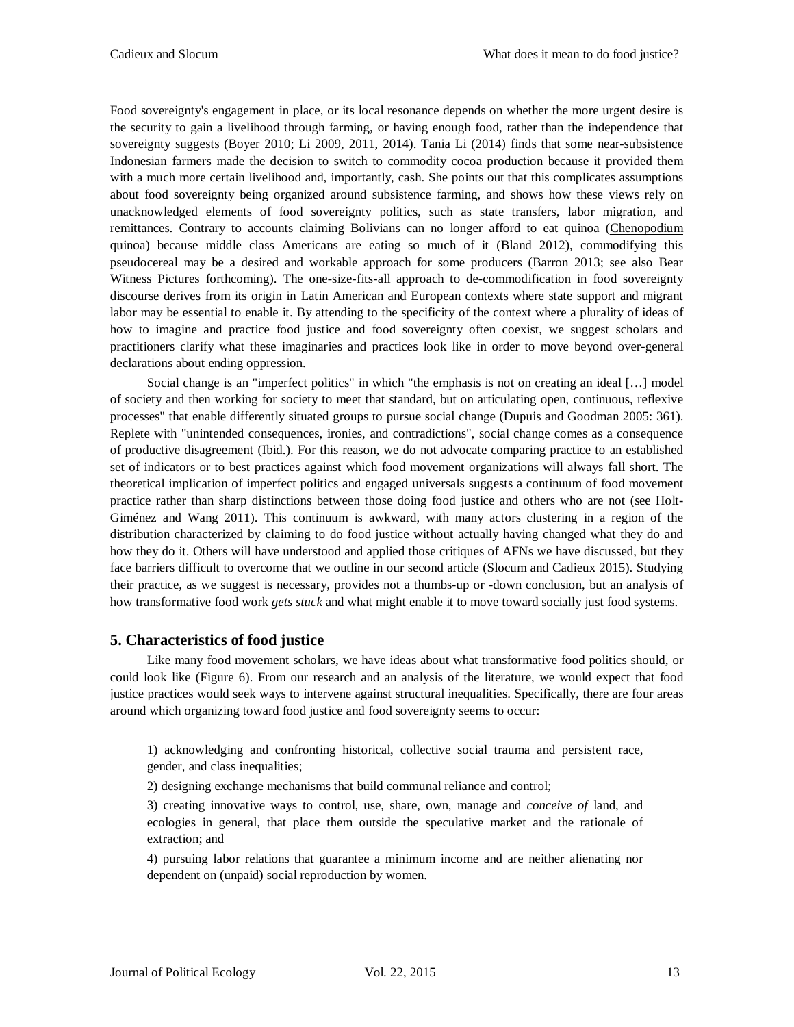Food sovereignty's engagement in place, or its local resonance depends on whether the more urgent desire is the security to gain a livelihood through farming, or having enough food, rather than the independence that sovereignty suggests (Boyer 2010; Li 2009, 2011, 2014). Tania Li (2014) finds that some near-subsistence Indonesian farmers made the decision to switch to commodity cocoa production because it provided them with a much more certain livelihood and, importantly, cash. She points out that this complicates assumptions about food sovereignty being organized around subsistence farming, and shows how these views rely on unacknowledged elements of food sovereignty politics, such as state transfers, labor migration, and remittances. Contrary to accounts claiming Bolivians can no longer afford to eat quinoa (Chenopodium quinoa) because middle class Americans are eating so much of it (Bland 2012), commodifying this pseudocereal may be a desired and workable approach for some producers (Barron 2013; see also Bear Witness Pictures forthcoming). The one-size-fits-all approach to de-commodification in food sovereignty discourse derives from its origin in Latin American and European contexts where state support and migrant labor may be essential to enable it. By attending to the specificity of the context where a plurality of ideas of how to imagine and practice food justice and food sovereignty often coexist, we suggest scholars and practitioners clarify what these imaginaries and practices look like in order to move beyond over-general declarations about ending oppression.

Social change is an "imperfect politics" in which "the emphasis is not on creating an ideal […] model of society and then working for society to meet that standard, but on articulating open, continuous, reflexive processes" that enable differently situated groups to pursue social change (Dupuis and Goodman 2005: 361). Replete with "unintended consequences, ironies, and contradictions", social change comes as a consequence of productive disagreement (Ibid.). For this reason, we do not advocate comparing practice to an established set of indicators or to best practices against which food movement organizations will always fall short. The theoretical implication of imperfect politics and engaged universals suggests a continuum of food movement practice rather than sharp distinctions between those doing food justice and others who are not (see Holt-Giménez and Wang 2011). This continuum is awkward, with many actors clustering in a region of the distribution characterized by claiming to do food justice without actually having changed what they do and how they do it. Others will have understood and applied those critiques of AFNs we have discussed, but they face barriers difficult to overcome that we outline in our second article (Slocum and Cadieux 2015). Studying their practice, as we suggest is necessary, provides not a thumbs-up or -down conclusion, but an analysis of how transformative food work *gets stuck* and what might enable it to move toward socially just food systems.

## 5. Characteristics of food justice

Like many food movement scholars, we have ideas about what transformative food politics should, or could look like (Figure 6). From our research and an analysis of the literature, we would expect that food justice practices would seek ways to intervene against structural inequalities. Specifically, there are four areas around which organizing toward food justice and food sovereignty seems to occur:

1) acknowledging and confronting historical, collective social trauma and persistent race, gender, and class inequalities;

2) designing exchange mechanisms that build communal reliance and control;

3) creating innovative ways to control, use, share, own, manage and *conceive of* land, and ecologies in general, that place them outside the speculative market and the rationale of extraction; and

4) pursuing labor relations that guarantee a minimum income and are neither alienating nor dependent on (unpaid) social reproduction by women.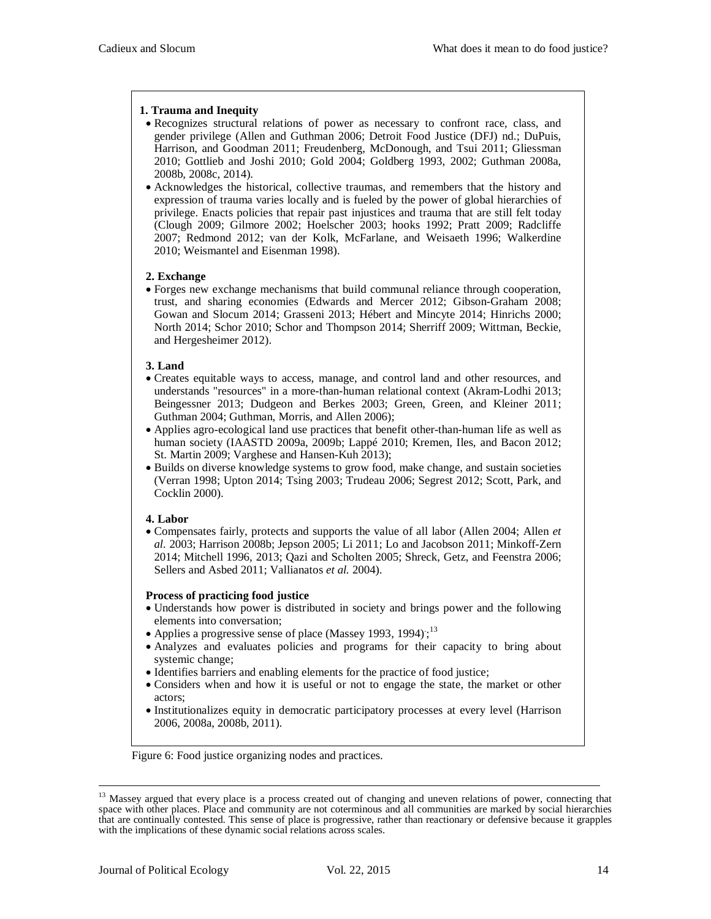**1. Trauma and Inequity**

- Recognizes structural relations of power as necessary to confront race, class, and gender privilege (Allen and Guthman 2006; Detroit Food Justice (DFJ) nd.; DuPuis, Harrison, and Goodman 2011; Freudenberg, McDonough, and Tsui 2011; Gliessman 2010; Gottlieb and Joshi 2010; Gold 2004; Goldberg 1993, 2002; Guthman 2008a, 2008b, 2008c, 2014).
- Acknowledges the historical, collective traumas, and remembers that the history and expression of trauma varies locally and is fueled by the power of global hierarchies of privilege. Enacts policies that repair past injustices and trauma that are still felt today (Clough 2009; Gilmore 2002; Hoelscher 2003; hooks 1992; Pratt 2009; Radcliffe 2007; Redmond 2012; van der Kolk, McFarlane, and Weisaeth 1996; Walkerdine 2010; Weismantel and Eisenman 1998).

**2. Exchange**

- Forges new exchange mechanisms that build communal reliance through cooperation, trust, and sharing economies (Edwards and Mercer 2012; Gibson-Graham 2008; Gowan and Slocum 2014; Grasseni 2013; Hébert and Mincyte 2014; Hinrichs 2000; North 2014; Schor 2010; Schor and Thompson 2014; Sherriff 2009; Wittman, Beckie, and Hergesheimer 2012).

**3. Land**

- Creates equitable ways to access, manage, and control land and other resources, and understands "resources" in a more-than-human relational context (Akram-Lodhi 2013; Beingessner 2013; Dudgeon and Berkes 2003; Green, Green, and Kleiner 2011; Guthman 2004; Guthman, Morris, and Allen 2006);
- Applies agro-ecological land use practices that benefit other-than-human life as well as human society (IAASTD 2009a, 2009b; Lappé 2010; Kremen, Iles, and Bacon 2012; St. Martin 2009; Varghese and Hansen-Kuh 2013);
- Builds on diverse knowledge systems to grow food, make change, and sustain societies (Verran 1998; Upton 2014; Tsing 2003; Trudeau 2006; Segrest 2012; Scott, Park, and Cocklin 2000).

**4. Labor**

- Compensates fairly, protects and supports the value of all labor (Allen 2004; Allen *et al.* 2003; Harrison 2008b; Jepson 2005; Li 2011; Lo and Jacobson 2011; Minkoff-Zern 2014; Mitchell 1996, 2013; Qazi and Scholten 2005; Shreck, Getz, and Feenstra 2006; Sellers and Asbed 2011; Vallianatos *et al.* 2004).

**Process of practicing food justice**

- Understands how power is distributed in society and brings power and the following elements into conversation;
- Applies a progressive sense of place (Massey 1993, 1994);[13]
- Analyzes and evaluates policies and programs for their capacity to bring about systemic change;
- Identifies barriers and enabling elements for the practice of food justice;
- Considers when and how it is useful or not to engage the state, the market or other actors;
- Institutionalizes equity in democratic participatory processes at every level (Harrison 2006, 2008a, 2008b, 2011).

Figure 6: Food justice organizing nodes and practices.

---

[13] Massey argued that every place is a process created out of changing and uneven relations of power, connecting that space with other places. Place and community are not coterminous and all communities are marked by social hierarchies that are continually contested. This sense of place is progressive, rather than reactionary or defensive because it grapples with the implications of these dynamic social relations across scales.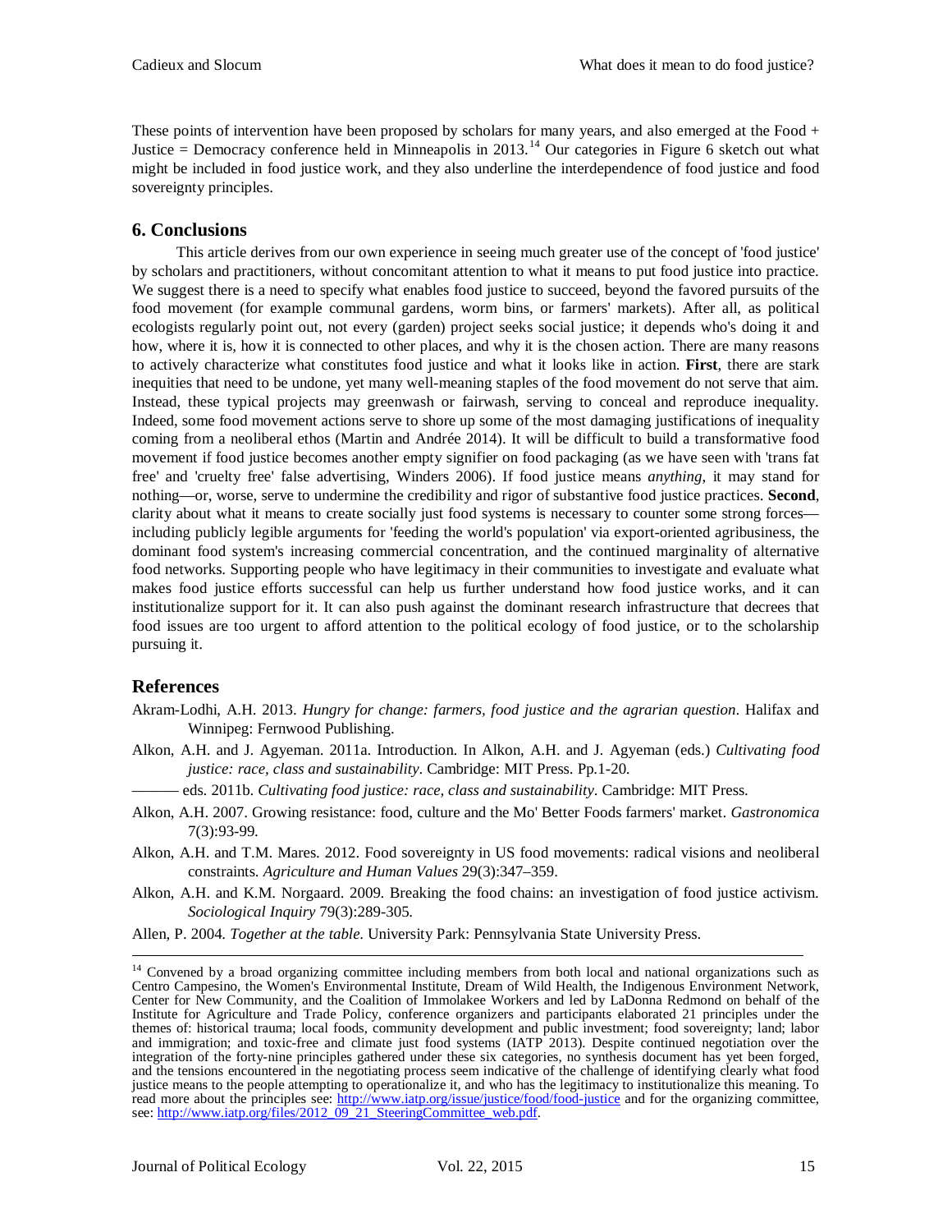These points of intervention have been proposed by scholars for many years, and also emerged at the Food + Justice = Democracy conference held in Minneapolis in 2013.[14] Our categories in Figure 6 sketch out what might be included in food justice work, and they also underline the interdependence of food justice and food sovereignty principles.

## 6. Conclusions

This article derives from our own experience in seeing much greater use of the concept of 'food justice' by scholars and practitioners, without concomitant attention to what it means to put food justice into practice. We suggest there is a need to specify what enables food justice to succeed, beyond the favored pursuits of the food movement (for example communal gardens, worm bins, or farmers' markets). After all, as political ecologists regularly point out, not every (garden) project seeks social justice; it depends who's doing it and how, where it is, how it is connected to other places, and why it is the chosen action. There are many reasons to actively characterize what constitutes food justice and what it looks like in action. **First**, there are stark inequities that need to be undone, yet many well-meaning staples of the food movement do not serve that aim. Instead, these typical projects may greenwash or fairwash, serving to conceal and reproduce inequality. Indeed, some food movement actions serve to shore up some of the most damaging justifications of inequality coming from a neoliberal ethos (Martin and Andrée 2014). It will be difficult to build a transformative food movement if food justice becomes another empty signifier on food packaging (as we have seen with 'trans fat free' and 'cruelty free' false advertising, Winders 2006). If food justice means *anything*, it may stand for nothing—or, worse, serve to undermine the credibility and rigor of substantive food justice practices. **Second**, clarity about what it means to create socially just food systems is necessary to counter some strong forces—including publicly legible arguments for 'feeding the world's population' via export-oriented agribusiness, the dominant food system's increasing commercial concentration, and the continued marginality of alternative food networks. Supporting people who have legitimacy in their communities to investigate and evaluate what makes food justice efforts successful can help us further understand how food justice works, and it can institutionalize support for it. It can also push against the dominant research infrastructure that decrees that food issues are too urgent to afford attention to the political ecology of food justice, or to the scholarship pursuing it.

## References

Akram-Lodhi, A.H. 2013. *Hungry for change: farmers, food justice and the agrarian question*. Halifax and Winnipeg: Fernwood Publishing.

Alkon, A.H. and J. Agyeman. 2011a. Introduction. In Alkon, A.H. and J. Agyeman (eds.) *Cultivating food justice: race, class and sustainability*. Cambridge: MIT Press. Pp.1-20.

——— eds. 2011b. *Cultivating food justice: race, class and sustainability*. Cambridge: MIT Press.

Alkon, A.H. 2007. Growing resistance: food, culture and the Mo' Better Foods farmers' market. *Gastronomica* 7(3):93-99.

Alkon, A.H. and T.M. Mares. 2012. Food sovereignty in US food movements: radical visions and neoliberal constraints. *Agriculture and Human Values* 29(3):347–359.

Alkon, A.H. and K.M. Norgaard. 2009. Breaking the food chains: an investigation of food justice activism. *Sociological Inquiry* 79(3):289-305.

Allen, P. 2004. *Together at the table*. University Park: Pennsylvania State University Press.

---

[14] Convened by a broad organizing committee including members from both local and national organizations such as Centro Campesino, the Women's Environmental Institute, Dream of Wild Health, the Indigenous Environment Network, Center for New Community, and the Coalition of Immolakee Workers and led by LaDonna Redmond on behalf of the Institute for Agriculture and Trade Policy, conference organizers and participants elaborated 21 principles under the themes of: historical trauma; local foods, community development and public investment; food sovereignty; land; labor and immigration; and toxic-free and climate just food systems (IATP 2013). Despite continued negotiation over the integration of the forty-nine principles gathered under these six categories, no synthesis document has yet been forged, and the tensions encountered in the negotiating process seem indicative of the challenge of identifying clearly what food justice means to the people attempting to operationalize it, and who has the legitimacy to institutionalize this meaning. To read more about the principles see: http://www.iatp.org/issue/justice/food/food-justice and for the organizing committee, see: http://www.iatp.org/files/2012_09_21_SteeringCommittee_web.pdf.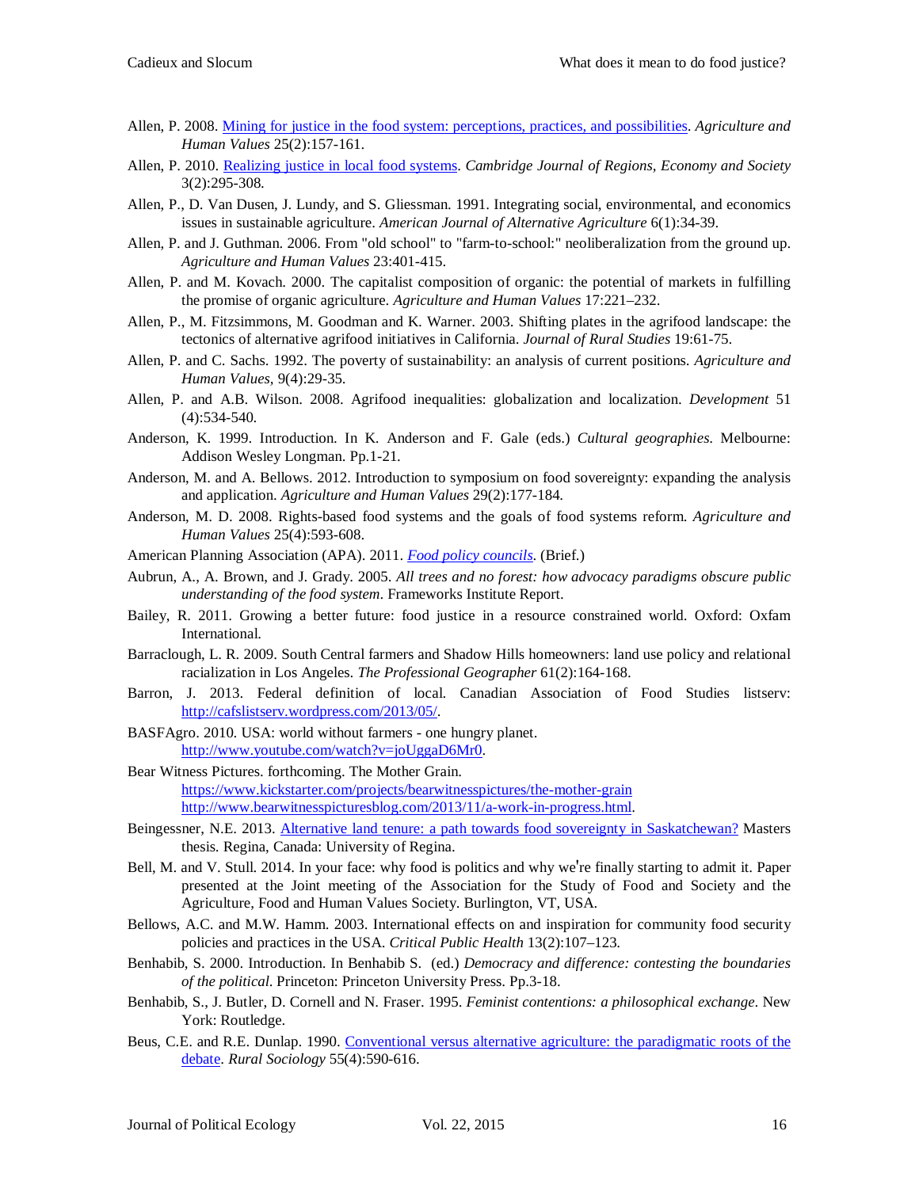Allen, P. 2008. [Mining for justice in the food system: perceptions, practices, and possibilities](). *Agriculture and Human Values* 25(2):157-161.

Allen, P. 2010. [Realizing justice in local food systems](). *Cambridge Journal of Regions, Economy and Society* 3(2):295-308.

Allen, P., D. Van Dusen, J. Lundy, and S. Gliessman. 1991. Integrating social, environmental, and economics issues in sustainable agriculture. *American Journal of Alternative Agriculture* 6(1):34-39.

Allen, P. and J. Guthman. 2006. From "old school" to "farm-to-school:" neoliberalization from the ground up. *Agriculture and Human Values* 23:401-415.

Allen, P. and M. Kovach. 2000. The capitalist composition of organic: the potential of markets in fulfilling the promise of organic agriculture. *Agriculture and Human Values* 17:221–232.

Allen, P., M. Fitzsimmons, M. Goodman and K. Warner. 2003. Shifting plates in the agrifood landscape: the tectonics of alternative agrifood initiatives in California. *Journal of Rural Studies* 19:61-75.

Allen, P. and C. Sachs. 1992. The poverty of sustainability: an analysis of current positions. *Agriculture and Human Values,* 9(4):29-35.

Allen, P. and A.B. Wilson. 2008. Agrifood inequalities: globalization and localization. *Development* 51 (4):534-540.

Anderson, K. 1999. Introduction. In K. Anderson and F. Gale (eds.) *Cultural geographies*. Melbourne: Addison Wesley Longman. Pp.1-21.

Anderson, M. and A. Bellows. 2012. Introduction to symposium on food sovereignty: expanding the analysis and application. *Agriculture and Human Values* 29(2):177-184.

Anderson, M. D. 2008. Rights-based food systems and the goals of food systems reform. *Agriculture and Human Values* 25(4):593-608.

American Planning Association (APA). 2011. *[Food policy councils]()*. (Brief.)

Aubrun, A., A. Brown, and J. Grady. 2005. *All trees and no forest: how advocacy paradigms obscure public understanding of the food system*. Frameworks Institute Report.

Bailey, R. 2011. Growing a better future: food justice in a resource constrained world. Oxford: Oxfam International.

Barraclough, L. R. 2009. South Central farmers and Shadow Hills homeowners: land use policy and relational racialization in Los Angeles. *The Professional Geographer* 61(2):164-168.

Barron, J. 2013. Federal definition of local. Canadian Association of Food Studies listserv: http://cafslistserv.wordpress.com/2013/05/.

BASFAgro. 2010. USA: world without farmers - one hungry planet. http://www.youtube.com/watch?v=joUggaD6Mr0.

Bear Witness Pictures. forthcoming. The Mother Grain. https://www.kickstarter.com/projects/bearwitnesspictures/the-mother-grain http://www.bearwitnesspicturesblog.com/2013/11/a-work-in-progress.html.

Beingessner, N.E. 2013. [Alternative land tenure: a path towards food sovereignty in Saskatchewan?]() Masters thesis. Regina, Canada: University of Regina.

Bell, M. and V. Stull. 2014. In your face: why food is politics and why we're finally starting to admit it. Paper presented at the Joint meeting of the Association for the Study of Food and Society and the Agriculture, Food and Human Values Society. Burlington, VT, USA.

Bellows, A.C. and M.W. Hamm. 2003. International effects on and inspiration for community food security policies and practices in the USA. *Critical Public Health* 13(2):107–123.

Benhabib, S. 2000. Introduction. In Benhabib S. (ed.) *Democracy and difference: contesting the boundaries of the political*. Princeton: Princeton University Press. Pp.3-18.

Benhabib, S., J. Butler, D. Cornell and N. Fraser. 1995. *Feminist contentions: a philosophical exchange*. New York: Routledge.

Beus, C.E. and R.E. Dunlap. 1990. [Conventional versus alternative agriculture: the paradigmatic roots of the debate](). *Rural Sociology* 55(4):590-616.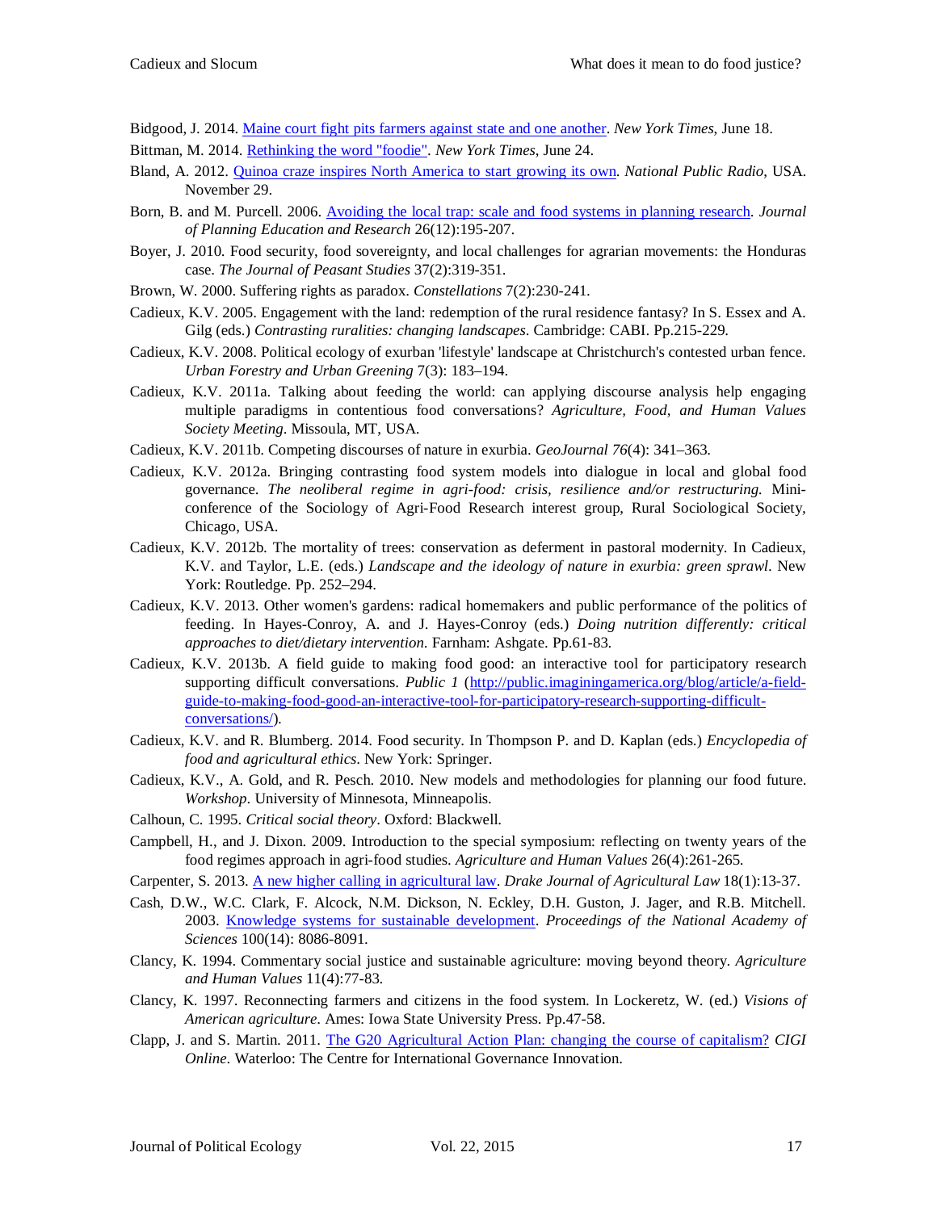Bidgood, J. 2014. [Maine court fight pits farmers against state and one another](). *New York Times*, June 18.

Bittman, M. 2014. [Rethinking the word "foodie"](). *New York Times*, June 24.

Bland, A. 2012. [Quinoa craze inspires North America to start growing its own](). *National Public Radio*, USA. November 29.

Born, B. and M. Purcell. 2006. [Avoiding the local trap: scale and food systems in planning research](). *Journal of Planning Education and Research* 26(12):195-207.

Boyer, J. 2010. Food security, food sovereignty, and local challenges for agrarian movements: the Honduras case. *The Journal of Peasant Studies* 37(2):319-351.

Brown, W. 2000. Suffering rights as paradox. *Constellations* 7(2):230-241.

Cadieux, K.V. 2005. Engagement with the land: redemption of the rural residence fantasy? In S. Essex and A. Gilg (eds.) *Contrasting ruralities: changing landscapes*. Cambridge: CABI. Pp.215-229.

Cadieux, K.V. 2008. Political ecology of exurban 'lifestyle' landscape at Christchurch's contested urban fence. *Urban Forestry and Urban Greening* 7(3): 183–194.

Cadieux, K.V. 2011a. Talking about feeding the world: can applying discourse analysis help engaging multiple paradigms in contentious food conversations? *Agriculture, Food, and Human Values Society Meeting*. Missoula, MT, USA.

Cadieux, K.V. 2011b. Competing discourses of nature in exurbia. *GeoJournal 76*(4): 341–363.

Cadieux, K.V. 2012a. Bringing contrasting food system models into dialogue in local and global food governance. *The neoliberal regime in agri-food: crisis, resilience and/or restructuring.* Mini-conference of the Sociology of Agri-Food Research interest group, Rural Sociological Society, Chicago, USA.

Cadieux, K.V. 2012b. The mortality of trees: conservation as deferment in pastoral modernity. In Cadieux, K.V. and Taylor, L.E. (eds.) *Landscape and the ideology of nature in exurbia: green sprawl*. New York: Routledge. Pp. 252–294.

Cadieux, K.V. 2013. Other women's gardens: radical homemakers and public performance of the politics of feeding. In Hayes-Conroy, A. and J. Hayes-Conroy (eds.) *Doing nutrition differently: critical approaches to diet/dietary intervention*. Farnham: Ashgate. Pp.61-83.

Cadieux, K.V. 2013b. A field guide to making food good: an interactive tool for participatory research supporting difficult conversations. *Public 1* ([http://public.imaginingamerica.org/blog/article/a-field-guide-to-making-food-good-an-interactive-tool-for-participatory-research-supporting-difficult-conversations/](http://public.imaginingamerica.org/blog/article/a-field-guide-to-making-food-good-an-interactive-tool-for-participatory-research-supporting-difficult-conversations/)).

Cadieux, K.V. and R. Blumberg. 2014. Food security. In Thompson P. and D. Kaplan (eds.) *Encyclopedia of food and agricultural ethics*. New York: Springer.

Cadieux, K.V., A. Gold, and R. Pesch. 2010. New models and methodologies for planning our food future. *Workshop*. University of Minnesota, Minneapolis.

Calhoun, C. 1995. *Critical social theory*. Oxford: Blackwell.

Campbell, H., and J. Dixon. 2009. Introduction to the special symposium: reflecting on twenty years of the food regimes approach in agri-food studies. *Agriculture and Human Values* 26(4):261-265.

Carpenter, S. 2013. [A new higher calling in agricultural law](). *Drake Journal of Agricultural Law* 18(1):13-37.

Cash, D.W., W.C. Clark, F. Alcock, N.M. Dickson, N. Eckley, D.H. Guston, J. Jager, and R.B. Mitchell. 2003. [Knowledge systems for sustainable development](). *Proceedings of the National Academy of Sciences* 100(14): 8086-8091.

Clancy, K. 1994. Commentary social justice and sustainable agriculture: moving beyond theory. *Agriculture and Human Values* 11(4):77-83.

Clancy, K. 1997. Reconnecting farmers and citizens in the food system. In Lockeretz, W. (ed.) *Visions of American agriculture*. Ames: Iowa State University Press. Pp.47-58.

Clapp, J. and S. Martin. 2011. [The G20 Agricultural Action Plan: changing the course of capitalism?]() *CIGI Online*. Waterloo: The Centre for International Governance Innovation.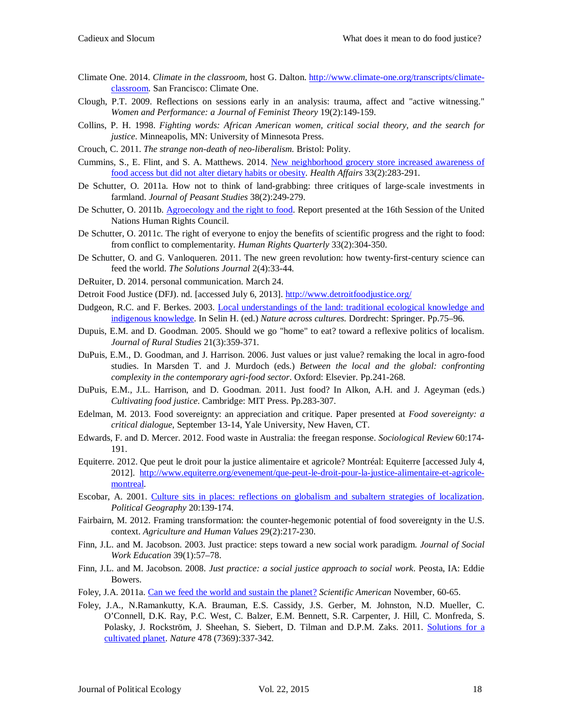Climate One. 2014. *Climate in the classroom*, host G. Dalton. [http://www.climate-one.org/transcripts/climate-classroom](http://www.climate-one.org/transcripts/climate-classroom). San Francisco: Climate One.

Clough, P.T. 2009. Reflections on sessions early in an analysis: trauma, affect and "active witnessing." *Women and Performance: a Journal of Feminist Theory* 19(2):149-159.

Collins, P. H. 1998. *Fighting words: African American women, critical social theory, and the search for justice*. Minneapolis, MN: University of Minnesota Press.

Crouch, C. 2011. *The strange non-death of neo-liberalism*. Bristol: Polity.

Cummins, S., E. Flint, and S. A. Matthews. 2014. New neighborhood grocery store increased awareness of food access but did not alter dietary habits or obesity. *Health Affairs* 33(2):283-291.

De Schutter, O. 2011a. How not to think of land-grabbing: three critiques of large-scale investments in farmland. *Journal of Peasant Studies* 38(2):249-279.

De Schutter, O. 2011b. Agroecology and the right to food. Report presented at the 16th Session of the United Nations Human Rights Council.

De Schutter, O. 2011c. The right of everyone to enjoy the benefits of scientific progress and the right to food: from conflict to complementarity. *Human Rights Quarterly* 33(2):304-350.

De Schutter, O. and G. Vanloqueren. 2011. The new green revolution: how twenty-first-century science can feed the world. *The Solutions Journal* 2(4):33-44.

DeRuiter, D. 2014. personal communication. March 24.

Detroit Food Justice (DFJ). nd. [accessed July 6, 2013]. [http://www.detroitfoodjustice.org/](http://www.detroitfoodjustice.org/)

Dudgeon, R.C. and F. Berkes. 2003. Local understandings of the land: traditional ecological knowledge and indigenous knowledge. In Selin H. (ed.) *Nature across cultures*. Dordrecht: Springer. Pp.75–96.

Dupuis, E.M. and D. Goodman. 2005. Should we go "home" to eat? toward a reflexive politics of localism. *Journal of Rural Studies* 21(3):359-371.

DuPuis, E.M., D. Goodman, and J. Harrison. 2006. Just values or just value? remaking the local in agro-food studies. In Marsden T. and J. Murdoch (eds.) *Between the local and the global: confronting complexity in the contemporary agri-food sector*. Oxford: Elsevier. Pp.241-268.

DuPuis, E.M., J.L. Harrison, and D. Goodman. 2011. Just food? In Alkon, A.H. and J. Ageyman (eds.) *Cultivating food justice*. Cambridge: MIT Press. Pp.283-307.

Edelman, M. 2013. Food sovereignty: an appreciation and critique. Paper presented at *Food sovereignty: a critical dialogue*, September 13-14, Yale University, New Haven, CT.

Edwards, F. and D. Mercer. 2012. Food waste in Australia: the freegan response. *Sociological Review* 60:174-191.

Equiterre. 2012. Que peut le droit pour la justice alimentaire et agricole? Montréal: Equiterre [accessed July 4, 2012]. [http://www.equiterre.org/evenement/que-peut-le-droit-pour-la-justice-alimentaire-et-agricole-montreal](http://www.equiterre.org/evenement/que-peut-le-droit-pour-la-justice-alimentaire-et-agricole-montreal).

Escobar, A. 2001. Culture sits in places: reflections on globalism and subaltern strategies of localization. *Political Geography* 20:139-174.

Fairbairn, M. 2012. Framing transformation: the counter-hegemonic potential of food sovereignty in the U.S. context. *Agriculture and Human Values* 29(2):217-230.

Finn, J.L. and M. Jacobson. 2003. Just practice: steps toward a new social work paradigm. *Journal of Social Work Education* 39(1):57–78.

Finn, J.L. and M. Jacobson. 2008. *Just practice: a social justice approach to social work*. Peosta, IA: Eddie Bowers.

Foley, J.A. 2011a. Can we feed the world and sustain the planet? *Scientific American* November, 60-65.

Foley, J.A., N.Ramankutty, K.A. Brauman, E.S. Cassidy, J.S. Gerber, M. Johnston, N.D. Mueller, C. O'Connell, D.K. Ray, P.C. West, C. Balzer, E.M. Bennett, S.R. Carpenter, J. Hill, C. Monfreda, S. Polasky, J. Rockström, J. Sheehan, S. Siebert, D. Tilman and D.P.M. Zaks. 2011. Solutions for a cultivated planet. *Nature* 478 (7369):337-342.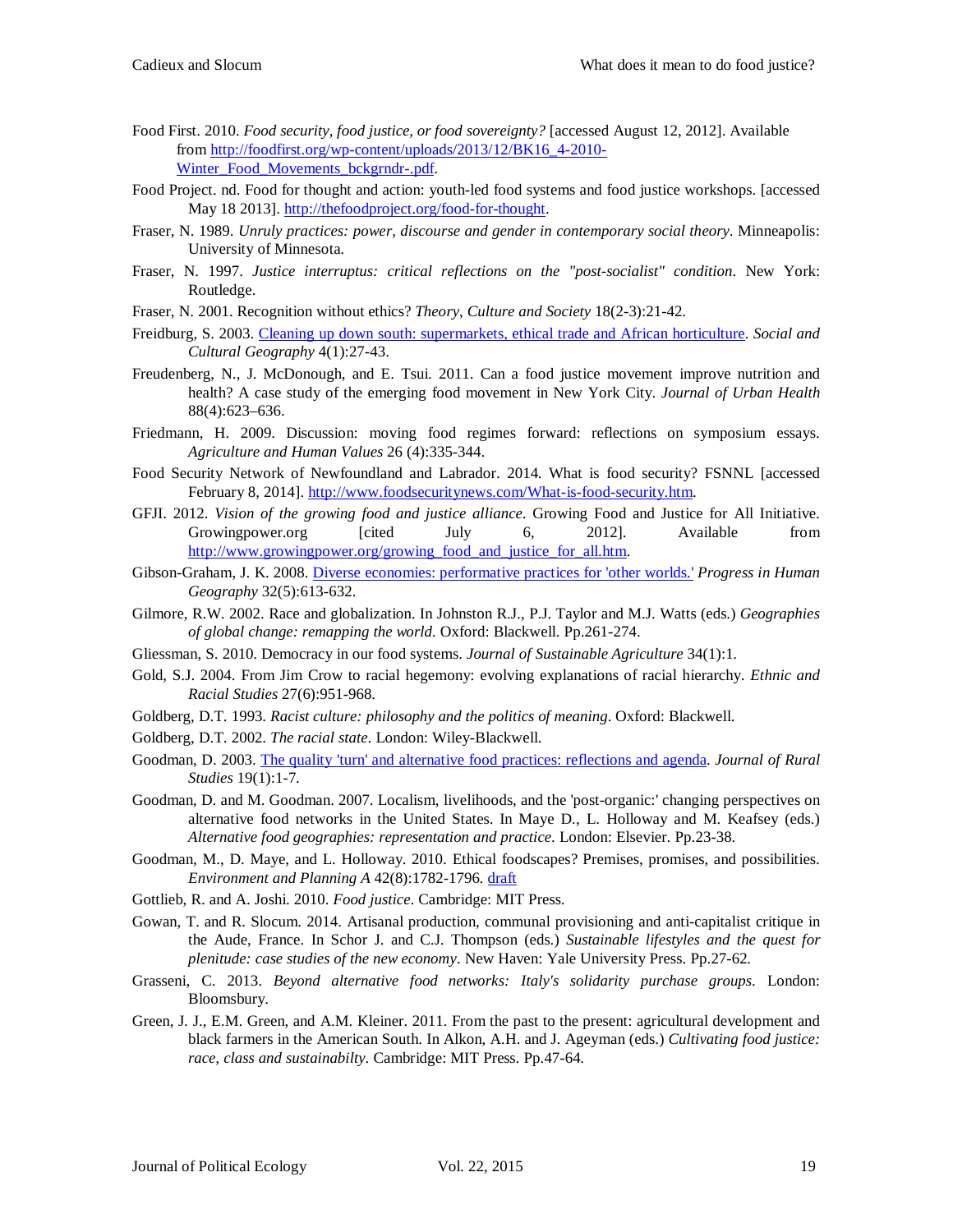Food First. 2010. *Food security, food justice, or food sovereignty?* [accessed August 12, 2012]. Available from [http://foodfirst.org/wp-content/uploads/2013/12/BK16_4-2010-Winter_Food_Movements_bckgrndr-.pdf](http://foodfirst.org/wp-content/uploads/2013/12/BK16_4-2010-Winter_Food_Movements_bckgrndr-.pdf).

Food Project. nd. Food for thought and action: youth-led food systems and food justice workshops. [accessed May 18 2013]. [http://thefoodproject.org/food-for-thought](http://thefoodproject.org/food-for-thought).

Fraser, N. 1989. *Unruly practices: power, discourse and gender in contemporary social theory*. Minneapolis: University of Minnesota.

Fraser, N. 1997. *Justice interruptus: critical reflections on the "post-socialist" condition*. New York: Routledge.

Fraser, N. 2001. Recognition without ethics? *Theory, Culture and Society* 18(2-3):21-42.

Freidburg, S. 2003. [Cleaning up down south: supermarkets, ethical trade and African horticulture](). *Social and Cultural Geography* 4(1):27-43.

Freudenberg, N., J. McDonough, and E. Tsui. 2011. Can a food justice movement improve nutrition and health? A case study of the emerging food movement in New York City. *Journal of Urban Health* 88(4):623–636.

Friedmann, H. 2009. Discussion: moving food regimes forward: reflections on symposium essays. *Agriculture and Human Values* 26 (4):335-344.

Food Security Network of Newfoundland and Labrador. 2014. What is food security? FSNNL [accessed February 8, 2014]. [http://www.foodsecuritynews.com/What-is-food-security.htm](http://www.foodsecuritynews.com/What-is-food-security.htm).

GFJI. 2012. *Vision of the growing food and justice alliance*. Growing Food and Justice for All Initiative. Growingpower.org [cited July 6, 2012]. Available from [http://www.growingpower.org/growing_food_and_justice_for_all.htm](http://www.growingpower.org/growing_food_and_justice_for_all.htm).

Gibson-Graham, J. K. 2008. [Diverse economies: performative practices for 'other worlds.'](#) *Progress in Human Geography* 32(5):613-632.

Gilmore, R.W. 2002. Race and globalization. In Johnston R.J., P.J. Taylor and M.J. Watts (eds.) *Geographies of global change: remapping the world*. Oxford: Blackwell. Pp.261-274.

Gliessman, S. 2010. Democracy in our food systems. *Journal of Sustainable Agriculture* 34(1):1.

Gold, S.J. 2004. From Jim Crow to racial hegemony: evolving explanations of racial hierarchy. *Ethnic and Racial Studies* 27(6):951-968.

Goldberg, D.T. 1993. *Racist culture: philosophy and the politics of meaning*. Oxford: Blackwell.

Goldberg, D.T. 2002. *The racial state*. London: Wiley-Blackwell.

Goodman, D. 2003. [The quality 'turn' and alternative food practices: reflections and agenda](#). *Journal of Rural Studies* 19(1):1-7.

Goodman, D. and M. Goodman. 2007. Localism, livelihoods, and the 'post-organic:' changing perspectives on alternative food networks in the United States. In Maye D., L. Holloway and M. Keafsey (eds.) *Alternative food geographies: representation and practice*. London: Elsevier. Pp.23-38.

Goodman, M., D. Maye, and L. Holloway. 2010. Ethical foodscapes? Premises, promises, and possibilities. *Environment and Planning A* 42(8):1782-1796. [draft](#)

Gottlieb, R. and A. Joshi. 2010. *Food justice*. Cambridge: MIT Press.

Gowan, T. and R. Slocum. 2014. Artisanal production, communal provisioning and anti-capitalist critique in the Aude, France. In Schor J. and C.J. Thompson (eds.) *Sustainable lifestyles and the quest for plenitude: case studies of the new economy*. New Haven: Yale University Press. Pp.27-62.

Grasseni, C. 2013. *Beyond alternative food networks: Italy's solidarity purchase groups*. London: Bloomsbury.

Green, J. J., E.M. Green, and A.M. Kleiner. 2011. From the past to the present: agricultural development and black farmers in the American South. In Alkon, A.H. and J. Ageyman (eds.) *Cultivating food justice: race, class and sustainabilty*. Cambridge: MIT Press. Pp.47-64.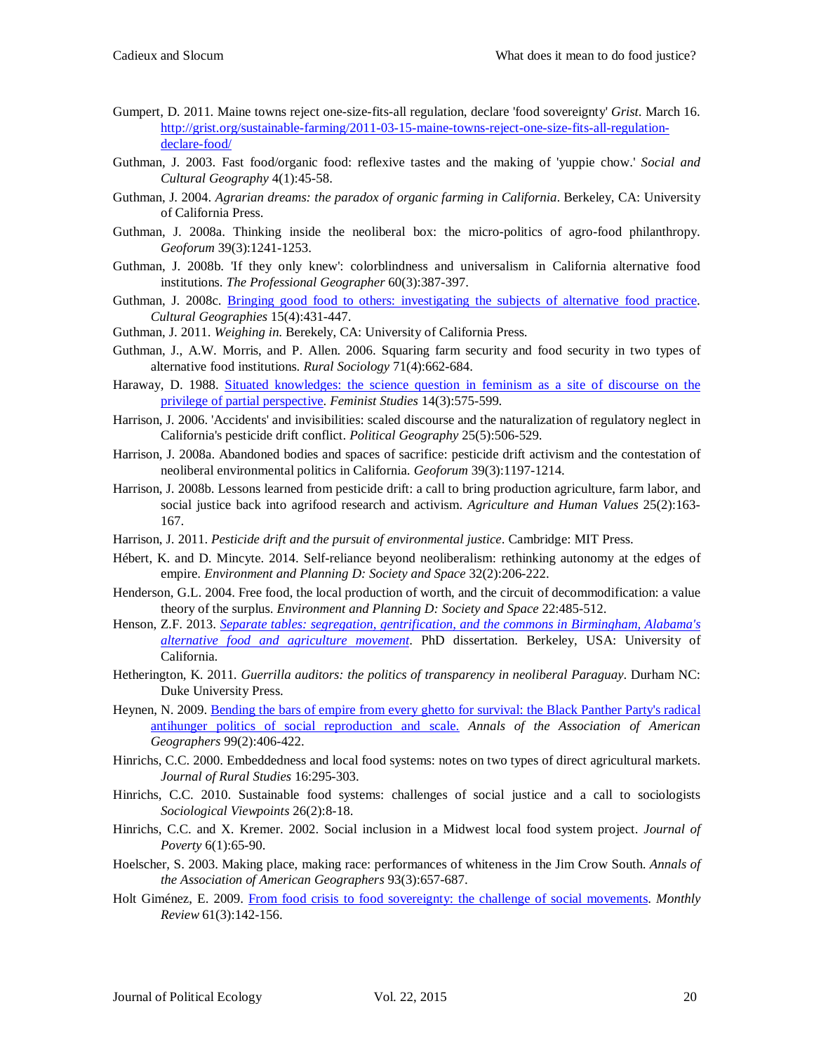Gumpert, D. 2011. Maine towns reject one-size-fits-all regulation, declare 'food sovereignty' *Grist*. March 16. [http://grist.org/sustainable-farming/2011-03-15-maine-towns-reject-one-size-fits-all-regulation-declare-food/](http://grist.org/sustainable-farming/2011-03-15-maine-towns-reject-one-size-fits-all-regulation-declare-food/)

Guthman, J. 2003. Fast food/organic food: reflexive tastes and the making of 'yuppie chow.' *Social and Cultural Geography* 4(1):45-58.

Guthman, J. 2004. *Agrarian dreams: the paradox of organic farming in California*. Berkeley, CA: University of California Press.

Guthman, J. 2008a. Thinking inside the neoliberal box: the micro-politics of agro-food philanthropy. *Geoforum* 39(3):1241-1253.

Guthman, J. 2008b. 'If they only knew': colorblindness and universalism in California alternative food institutions. *The Professional Geographer* 60(3):387-397.

Guthman, J. 2008c. Bringing good food to others: investigating the subjects of alternative food practice. *Cultural Geographies* 15(4):431-447.

Guthman, J. 2011. *Weighing in.* Berekely, CA: University of California Press.

Guthman, J., A.W. Morris, and P. Allen. 2006. Squaring farm security and food security in two types of alternative food institutions. *Rural Sociology* 71(4):662-684.

Haraway, D. 1988. Situated knowledges: the science question in feminism as a site of discourse on the privilege of partial perspective. *Feminist Studies* 14(3):575-599.

Harrison, J. 2006. 'Accidents' and invisibilities: scaled discourse and the naturalization of regulatory neglect in California's pesticide drift conflict. *Political Geography* 25(5):506-529.

Harrison, J. 2008a. Abandoned bodies and spaces of sacrifice: pesticide drift activism and the contestation of neoliberal environmental politics in California. *Geoforum* 39(3):1197-1214.

Harrison, J. 2008b. Lessons learned from pesticide drift: a call to bring production agriculture, farm labor, and social justice back into agrifood research and activism. *Agriculture and Human Values* 25(2):163-167.

Harrison, J. 2011. *Pesticide drift and the pursuit of environmental justice*. Cambridge: MIT Press.

Hébert, K. and D. Mincyte. 2014. Self-reliance beyond neoliberalism: rethinking autonomy at the edges of empire. *Environment and Planning D: Society and Space* 32(2):206-222.

Henderson, G.L. 2004. Free food, the local production of worth, and the circuit of decommodification: a value theory of the surplus. *Environment and Planning D: Society and Space* 22:485-512.

Henson, Z.F. 2013. *Separate tables: segregation, gentrification, and the commons in Birmingham, Alabama's alternative food and agriculture movement*. PhD dissertation. Berkeley, USA: University of California.

Hetherington, K. 2011. *Guerrilla auditors: the politics of transparency in neoliberal Paraguay*. Durham NC: Duke University Press.

Heynen, N. 2009. Bending the bars of empire from every ghetto for survival: the Black Panther Party's radical antihunger politics of social reproduction and scale. *Annals of the Association of American Geographers* 99(2):406-422.

Hinrichs, C.C. 2000. Embeddedness and local food systems: notes on two types of direct agricultural markets. *Journal of Rural Studies* 16:295-303.

Hinrichs, C.C. 2010. Sustainable food systems: challenges of social justice and a call to sociologists *Sociological Viewpoints* 26(2):8-18.

Hinrichs, C.C. and X. Kremer. 2002. Social inclusion in a Midwest local food system project. *Journal of Poverty* 6(1):65-90.

Hoelscher, S. 2003. Making place, making race: performances of whiteness in the Jim Crow South. *Annals of the Association of American Geographers* 93(3):657-687.

Holt Giménez, E. 2009. From food crisis to food sovereignty: the challenge of social movements. *Monthly Review* 61(3):142-156.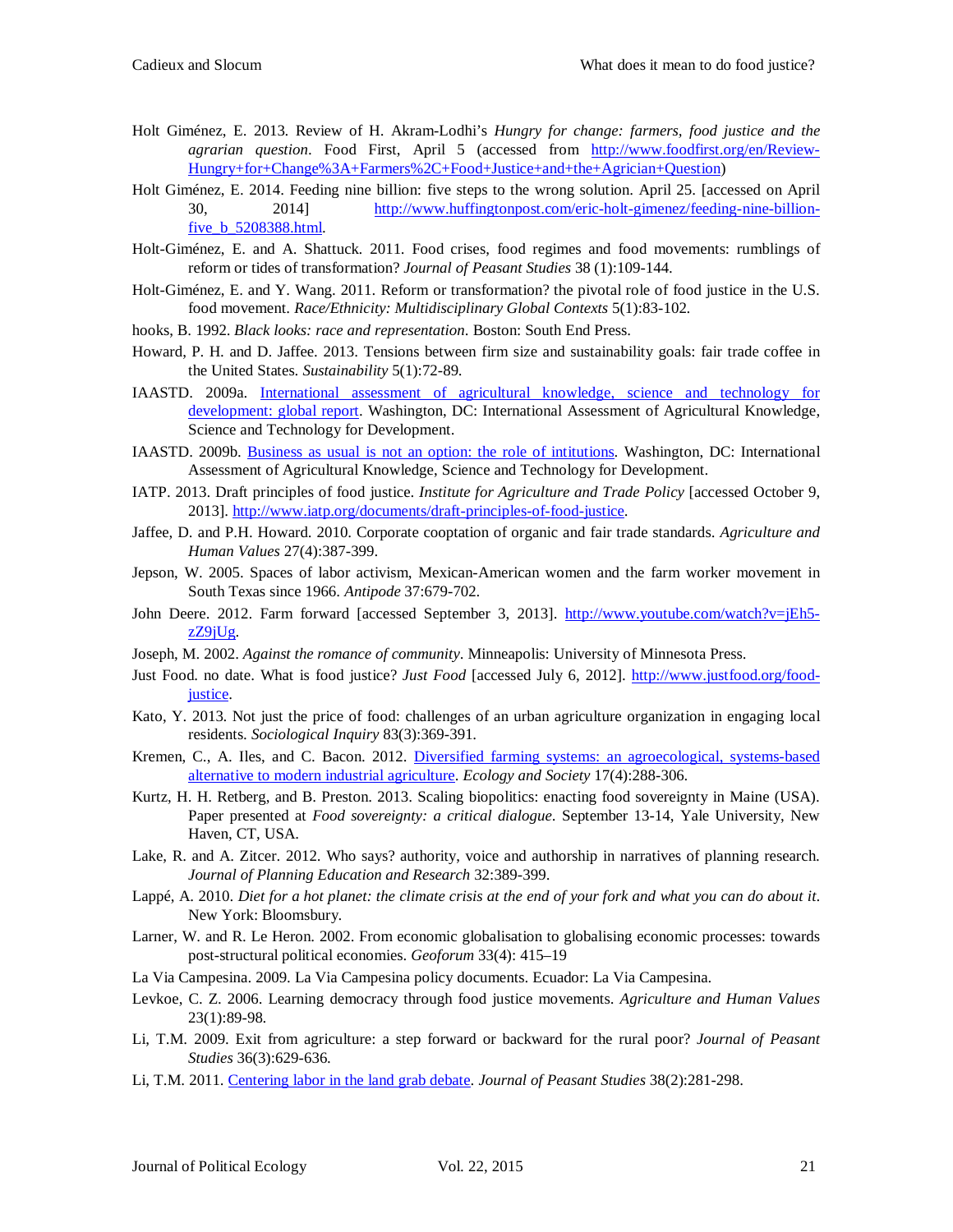Holt Giménez, E. 2013. Review of H. Akram-Lodhi's *Hungry for change: farmers, food justice and the agrarian question*. Food First, April 5 (accessed from [http://www.foodfirst.org/en/Review-Hungry+for+Change%3A+Farmers%2C+Food+Justice+and+the+Agrician+Question](http://www.foodfirst.org/en/Review-Hungry+for+Change%3A+Farmers%2C+Food+Justice+and+the+Agrician+Question))

Holt Giménez, E. 2014. Feeding nine billion: five steps to the wrong solution. April 25. [accessed on April 30, 2014] [http://www.huffingtonpost.com/eric-holt-gimenez/feeding-nine-billion-five_b_5208388.html](http://www.huffingtonpost.com/eric-holt-gimenez/feeding-nine-billion-five_b_5208388.html).

Holt-Giménez, E. and A. Shattuck. 2011. Food crises, food regimes and food movements: rumblings of reform or tides of transformation? *Journal of Peasant Studies* 38 (1):109-144.

Holt-Giménez, E. and Y. Wang. 2011. Reform or transformation? the pivotal role of food justice in the U.S. food movement. *Race/Ethnicity: Multidisciplinary Global Contexts* 5(1):83-102.

hooks, B. 1992. *Black looks: race and representation*. Boston: South End Press.

Howard, P. H. and D. Jaffee. 2013. Tensions between firm size and sustainability goals: fair trade coffee in the United States. *Sustainability* 5(1):72-89.

IAASTD. 2009a. International assessment of agricultural knowledge, science and technology for development: global report. Washington, DC: International Assessment of Agricultural Knowledge, Science and Technology for Development.

IAASTD. 2009b. Business as usual is not an option: the role of intitutions. Washington, DC: International Assessment of Agricultural Knowledge, Science and Technology for Development.

IATP. 2013. Draft principles of food justice. *Institute for Agriculture and Trade Policy* [accessed October 9, 2013]. [http://www.iatp.org/documents/draft-principles-of-food-justice](http://www.iatp.org/documents/draft-principles-of-food-justice).

Jaffee, D. and P.H. Howard. 2010. Corporate cooptation of organic and fair trade standards. *Agriculture and Human Values* 27(4):387-399.

Jepson, W. 2005. Spaces of labor activism, Mexican-American women and the farm worker movement in South Texas since 1966. *Antipode* 37:679-702.

John Deere. 2012. Farm forward [accessed September 3, 2013]. [http://www.youtube.com/watch?v=jEh5-zZ9jUg](http://www.youtube.com/watch?v=jEh5-zZ9jUg).

Joseph, M. 2002. *Against the romance of community*. Minneapolis: University of Minnesota Press.

Just Food. no date. What is food justice? *Just Food* [accessed July 6, 2012]. [http://www.justfood.org/food-justice](http://www.justfood.org/food-justice).

Kato, Y. 2013. Not just the price of food: challenges of an urban agriculture organization in engaging local residents. *Sociological Inquiry* 83(3):369-391.

Kremen, C., A. Iles, and C. Bacon. 2012. Diversified farming systems: an agroecological, systems-based alternative to modern industrial agriculture. *Ecology and Society* 17(4):288-306.

Kurtz, H. H. Retberg, and B. Preston. 2013. Scaling biopolitics: enacting food sovereignty in Maine (USA). Paper presented at *Food sovereignty: a critical dialogue*. September 13-14, Yale University, New Haven, CT, USA.

Lake, R. and A. Zitcer. 2012. Who says? authority, voice and authorship in narratives of planning research. *Journal of Planning Education and Research* 32:389-399.

Lappé, A. 2010. *Diet for a hot planet: the climate crisis at the end of your fork and what you can do about it*. New York: Bloomsbury.

Larner, W. and R. Le Heron. 2002. From economic globalisation to globalising economic processes: towards post-structural political economies. *Geoforum* 33(4): 415–19

La Via Campesina. 2009. La Via Campesina policy documents. Ecuador: La Via Campesina.

Levkoe, C. Z. 2006. Learning democracy through food justice movements. *Agriculture and Human Values* 23(1):89-98.

Li, T.M. 2009. Exit from agriculture: a step forward or backward for the rural poor? *Journal of Peasant Studies* 36(3):629-636.

Li, T.M. 2011. Centering labor in the land grab debate. *Journal of Peasant Studies* 38(2):281-298.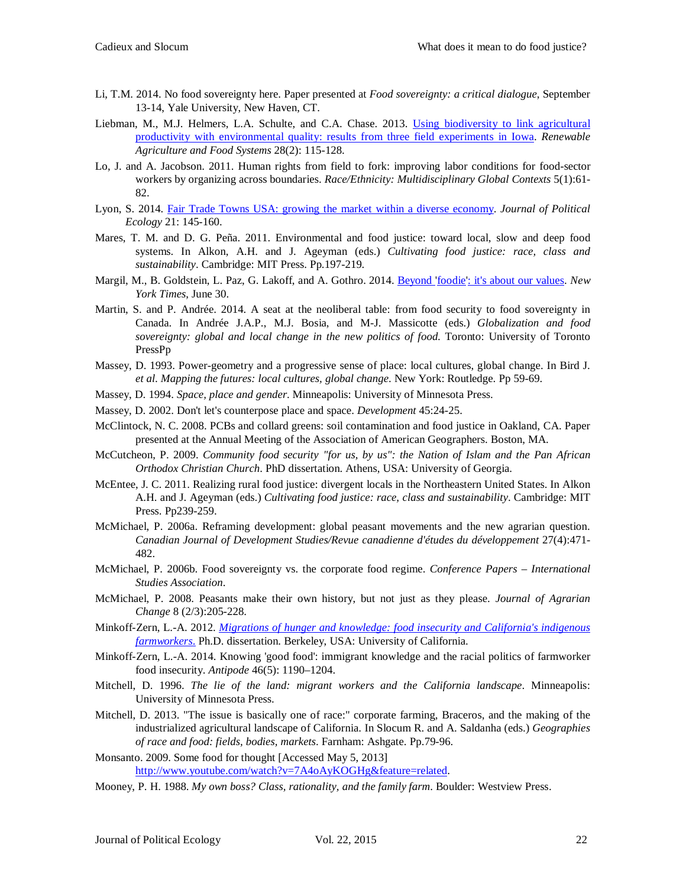Li, T.M. 2014. No food sovereignty here. Paper presented at *Food sovereignty: a critical dialogue*, September 13-14, Yale University, New Haven, CT.

Liebman, M., M.J. Helmers, L.A. Schulte, and C.A. Chase. 2013. [Using biodiversity to link agricultural productivity with environmental quality: results from three field experiments in Iowa](#). *Renewable Agriculture and Food Systems* 28(2): 115-128.

Lo, J. and A. Jacobson. 2011. Human rights from field to fork: improving labor conditions for food-sector workers by organizing across boundaries. *Race/Ethnicity: Multidisciplinary Global Contexts* 5(1):61-82.

Lyon, S. 2014. [Fair Trade Towns USA: growing the market within a diverse economy](#). *Journal of Political Ecology* 21: 145-160.

Mares, T. M. and D. G. Peña. 2011. Environmental and food justice: toward local, slow and deep food systems. In Alkon, A.H. and J. Ageyman (eds.) *Cultivating food justice: race, class and sustainability*. Cambridge: MIT Press. Pp.197-219.

Margil, M., B. Goldstein, L. Paz, G. Lakoff, and A. Gothro. 2014. [Beyond 'foodie': it's about our values](#). *New York Times*, June 30.

Martin, S. and P. Andrée. 2014. A seat at the neoliberal table: from food security to food sovereignty in Canada. In Andrée J.A.P., M.J. Bosia, and M-J. Massicotte (eds.) *Globalization and food sovereignty: global and local change in the new politics of food.* Toronto: University of Toronto PressPp

Massey, D. 1993. Power-geometry and a progressive sense of place: local cultures, global change. In Bird J. *et al*. *Mapping the futures: local cultures, global change*. New York: Routledge. Pp 59-69.

Massey, D. 1994. *Space, place and gender*. Minneapolis: University of Minnesota Press.

Massey, D. 2002. Don't let's counterpose place and space. *Development* 45:24-25.

McClintock, N. C. 2008. PCBs and collard greens: soil contamination and food justice in Oakland, CA. Paper presented at the Annual Meeting of the Association of American Geographers. Boston, MA.

McCutcheon, P. 2009. *Community food security "for us, by us": the Nation of Islam and the Pan African Orthodox Christian Church*. PhD dissertation. Athens, USA: University of Georgia.

McEntee, J. C. 2011. Realizing rural food justice: divergent locals in the Northeastern United States. In Alkon A.H. and J. Ageyman (eds.) *Cultivating food justice: race, class and sustainability*. Cambridge: MIT Press. Pp239-259.

McMichael, P. 2006a. Reframing development: global peasant movements and the new agrarian question. *Canadian Journal of Development Studies/Revue canadienne d'études du développement* 27(4):471-482.

McMichael, P. 2006b. Food sovereignty vs. the corporate food regime. *Conference Papers – International Studies Association*.

McMichael, P. 2008. Peasants make their own history, but not just as they please. *Journal of Agrarian Change* 8 (2/3):205-228.

Minkoff-Zern, L.-A. 2012. [*Migrations of hunger and knowledge: food insecurity and California's indigenous farmworkers*.](#) Ph.D. dissertation. Berkeley, USA: University of California.

Minkoff-Zern, L.-A. 2014. Knowing 'good food': immigrant knowledge and the racial politics of farmworker food insecurity. *Antipode* 46(5): 1190–1204.

Mitchell, D. 1996. *The lie of the land: migrant workers and the California landscape*. Minneapolis: University of Minnesota Press.

Mitchell, D. 2013. "The issue is basically one of race:" corporate farming, Braceros, and the making of the industrialized agricultural landscape of California. In Slocum R. and A. Saldanha (eds.) *Geographies of race and food: fields, bodies, markets*. Farnham: Ashgate. Pp.79-96.

Monsanto. 2009. Some food for thought [Accessed May 5, 2013] http://www.youtube.com/watch?v=7A4oAyKOGHg&feature=related.

Mooney, P. H. 1988. *My own boss? Class, rationality, and the family farm*. Boulder: Westview Press.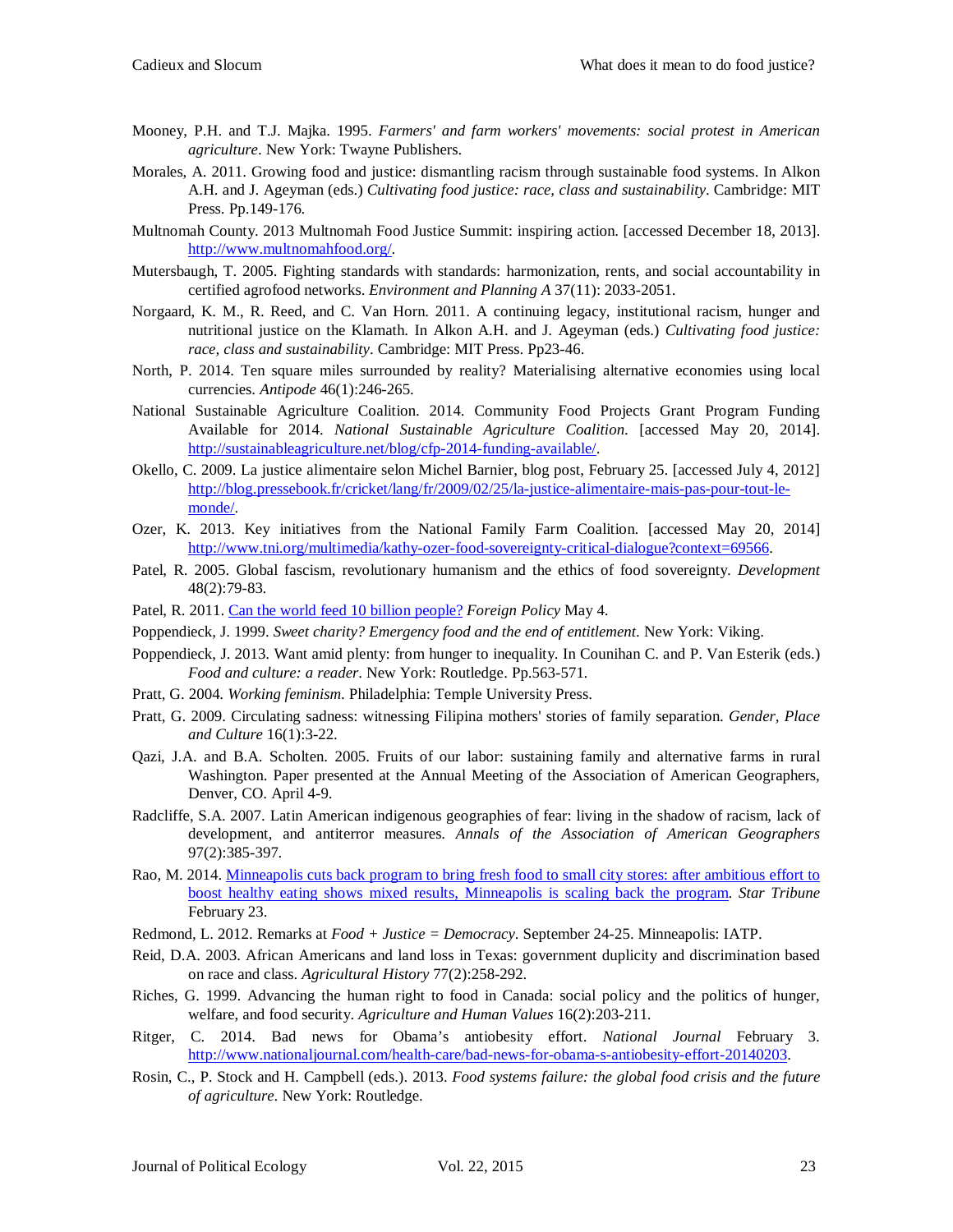Mooney, P.H. and T.J. Majka. 1995. *Farmers' and farm workers' movements: social protest in American agriculture*. New York: Twayne Publishers.

Morales, A. 2011. Growing food and justice: dismantling racism through sustainable food systems. In Alkon A.H. and J. Ageyman (eds.) *Cultivating food justice: race, class and sustainability*. Cambridge: MIT Press. Pp.149-176.

Multnomah County. 2013 Multnomah Food Justice Summit: inspiring action. [accessed December 18, 2013]. http://www.multnomahfood.org/.

Mutersbaugh, T. 2005. Fighting standards with standards: harmonization, rents, and social accountability in certified agrofood networks. *Environment and Planning A* 37(11): 2033-2051.

Norgaard, K. M., R. Reed, and C. Van Horn. 2011. A continuing legacy, institutional racism, hunger and nutritional justice on the Klamath. In Alkon A.H. and J. Ageyman (eds.) *Cultivating food justice: race, class and sustainability*. Cambridge: MIT Press. Pp23-46.

North, P. 2014. Ten square miles surrounded by reality? Materialising alternative economies using local currencies. *Antipode* 46(1):246-265.

National Sustainable Agriculture Coalition. 2014. Community Food Projects Grant Program Funding Available for 2014. *National Sustainable Agriculture Coalition*. [accessed May 20, 2014]. http://sustainableagriculture.net/blog/cfp-2014-funding-available/.

Okello, C. 2009. La justice alimentaire selon Michel Barnier, blog post, February 25. [accessed July 4, 2012] http://blog.pressebook.fr/cricket/lang/fr/2009/02/25/la-justice-alimentaire-mais-pas-pour-tout-le-monde/.

Ozer, K. 2013. Key initiatives from the National Family Farm Coalition. [accessed May 20, 2014] http://www.tni.org/multimedia/kathy-ozer-food-sovereignty-critical-dialogue?context=69566.

Patel, R. 2005. Global fascism, revolutionary humanism and the ethics of food sovereignty. *Development* 48(2):79-83.

Patel, R. 2011. Can the world feed 10 billion people? *Foreign Policy* May 4.

Poppendieck, J. 1999. *Sweet charity? Emergency food and the end of entitlement*. New York: Viking.

Poppendieck, J. 2013. Want amid plenty: from hunger to inequality. In Counihan C. and P. Van Esterik (eds.) *Food and culture: a reader*. New York: Routledge. Pp.563-571.

Pratt, G. 2004. *Working feminism*. Philadelphia: Temple University Press.

Pratt, G. 2009. Circulating sadness: witnessing Filipina mothers' stories of family separation. *Gender, Place and Culture* 16(1):3-22.

Qazi, J.A. and B.A. Scholten. 2005. Fruits of our labor: sustaining family and alternative farms in rural Washington. Paper presented at the Annual Meeting of the Association of American Geographers, Denver, CO. April 4-9.

Radcliffe, S.A. 2007. Latin American indigenous geographies of fear: living in the shadow of racism, lack of development, and antiterror measures. *Annals of the Association of American Geographers* 97(2):385-397.

Rao, M. 2014. Minneapolis cuts back program to bring fresh food to small city stores: after ambitious effort to boost healthy eating shows mixed results, Minneapolis is scaling back the program. *Star Tribune* February 23.

Redmond, L. 2012. Remarks at *Food + Justice = Democracy*. September 24-25. Minneapolis: IATP.

Reid, D.A. 2003. African Americans and land loss in Texas: government duplicity and discrimination based on race and class. *Agricultural History* 77(2):258-292.

Riches, G. 1999. Advancing the human right to food in Canada: social policy and the politics of hunger, welfare, and food security. *Agriculture and Human Values* 16(2):203-211.

Ritger, C. 2014. Bad news for Obama's antiobesity effort. *National Journal* February 3. http://www.nationaljournal.com/health-care/bad-news-for-obama-s-antiobesity-effort-20140203.

Rosin, C., P. Stock and H. Campbell (eds.). 2013. *Food systems failure: the global food crisis and the future of agriculture*. New York: Routledge.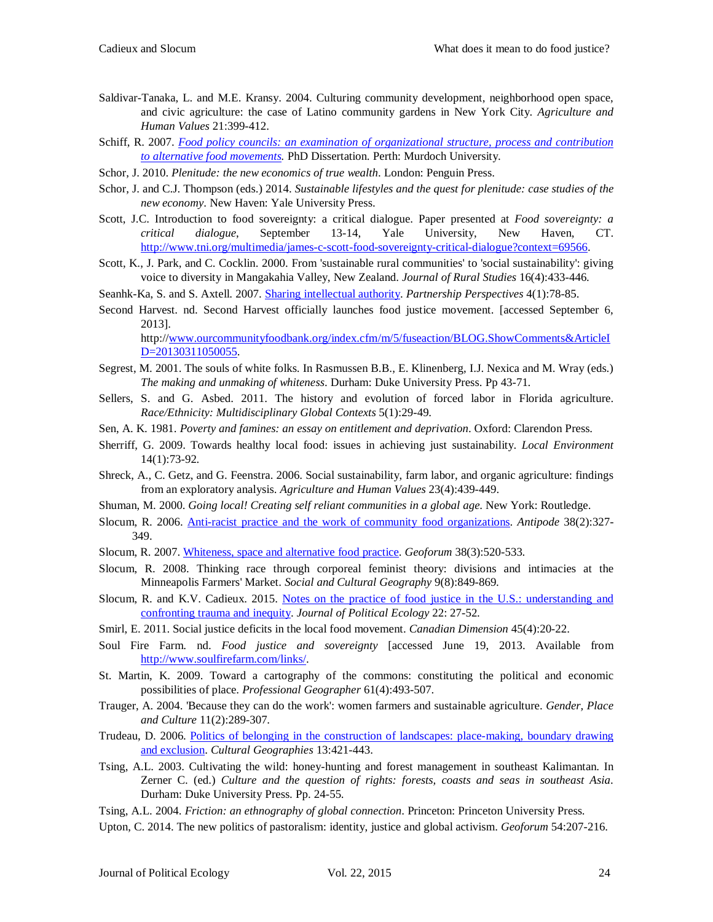Saldivar-Tanaka, L. and M.E. Kransy. 2004. Culturing community development, neighborhood open space, and civic agriculture: the case of Latino community gardens in New York City. *Agriculture and Human Values* 21:399-412.

Schiff, R. 2007. *Food policy councils: an examination of organizational structure, process and contribution to alternative food movements.* PhD Dissertation. Perth: Murdoch University.

Schor, J. 2010. *Plenitude: the new economics of true wealth*. London: Penguin Press.

Schor, J. and C.J. Thompson (eds.) 2014. *Sustainable lifestyles and the quest for plenitude: case studies of the new economy*. New Haven: Yale University Press.

Scott, J.C. Introduction to food sovereignty: a critical dialogue. Paper presented at *Food sovereignty: a critical dialogue*, September 13-14, Yale University, New Haven, CT. http://www.tni.org/multimedia/james-c-scott-food-sovereignty-critical-dialogue?context=69566.

Scott, K., J. Park, and C. Cocklin. 2000. From 'sustainable rural communities' to 'social sustainability': giving voice to diversity in Mangakahia Valley, New Zealand. *Journal of Rural Studies* 16(4):433-446.

Seanhk-Ka, S. and S. Axtell. 2007. Sharing intellectual authority. *Partnership Perspectives* 4(1):78-85.

Second Harvest. nd. Second Harvest officially launches food justice movement. [accessed September 6, 2013]. http://www.ourcommunityfoodbank.org/index.cfm/m/5/fuseaction/BLOG.ShowComments&ArticleID=20130311050055.

Segrest, M. 2001. The souls of white folks. In Rasmussen B.B., E. Klinenberg, I.J. Nexica and M. Wray (eds.) *The making and unmaking of whiteness*. Durham: Duke University Press. Pp 43-71.

Sellers, S. and G. Asbed. 2011. The history and evolution of forced labor in Florida agriculture. *Race/Ethnicity: Multidisciplinary Global Contexts* 5(1):29-49.

Sen, A. K. 1981. *Poverty and famines: an essay on entitlement and deprivation*. Oxford: Clarendon Press.

Sherriff, G. 2009. Towards healthy local food: issues in achieving just sustainability. *Local Environment* 14(1):73-92.

Shreck, A., C. Getz, and G. Feenstra. 2006. Social sustainability, farm labor, and organic agriculture: findings from an exploratory analysis. *Agriculture and Human Values* 23(4):439-449.

Shuman, M. 2000. *Going local! Creating self reliant communities in a global age*. New York: Routledge.

Slocum, R. 2006. Anti-racist practice and the work of community food organizations. *Antipode* 38(2):327-349.

Slocum, R. 2007. Whiteness, space and alternative food practice. *Geoforum* 38(3):520-533.

Slocum, R. 2008. Thinking race through corporeal feminist theory: divisions and intimacies at the Minneapolis Farmers' Market. *Social and Cultural Geography* 9(8):849-869.

Slocum, R. and K.V. Cadieux. 2015. Notes on the practice of food justice in the U.S.: understanding and confronting trauma and inequity. *Journal of Political Ecology* 22: 27-52.

Smirl, E. 2011. Social justice deficits in the local food movement. *Canadian Dimension* 45(4):20-22.

Soul Fire Farm. nd. *Food justice and sovereignty* [accessed June 19, 2013. Available from http://www.soulfirefarm.com/links/.

St. Martin, K. 2009. Toward a cartography of the commons: constituting the political and economic possibilities of place. *Professional Geographer* 61(4):493-507.

Trauger, A. 2004. 'Because they can do the work': women farmers and sustainable agriculture. *Gender, Place and Culture* 11(2):289-307.

Trudeau, D. 2006. Politics of belonging in the construction of landscapes: place-making, boundary drawing and exclusion. *Cultural Geographies* 13:421-443.

Tsing, A.L. 2003. Cultivating the wild: honey-hunting and forest management in southeast Kalimantan. In Zerner C. (ed.) *Culture and the question of rights: forests, coasts and seas in southeast Asia*. Durham: Duke University Press. Pp. 24-55.

Tsing, A.L. 2004. *Friction: an ethnography of global connection*. Princeton: Princeton University Press.

Upton, C. 2014. The new politics of pastoralism: identity, justice and global activism. *Geoforum* 54:207-216.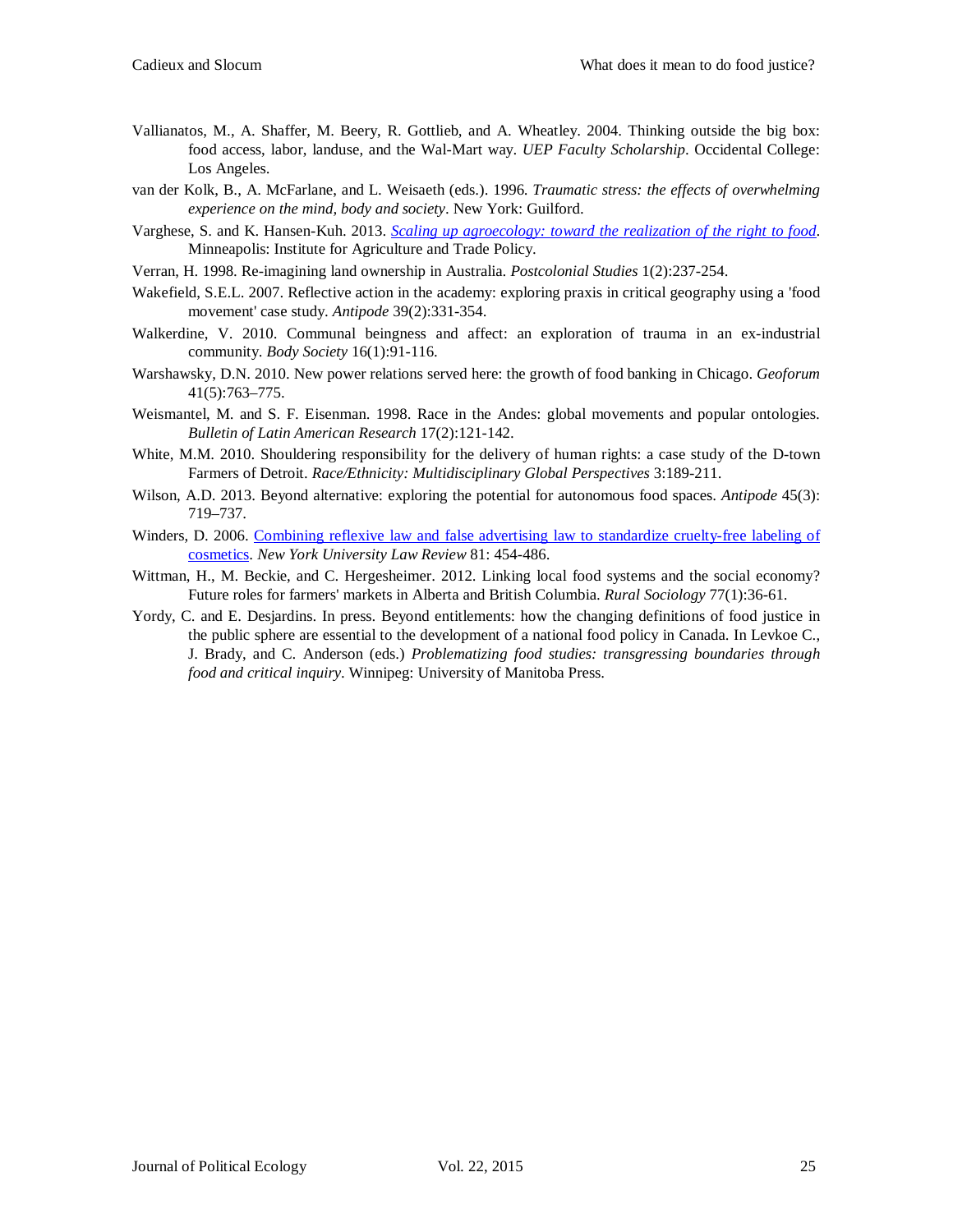Vallianatos, M., A. Shaffer, M. Beery, R. Gottlieb, and A. Wheatley. 2004. Thinking outside the big box: food access, labor, landuse, and the Wal-Mart way. *UEP Faculty Scholarship*. Occidental College: Los Angeles.

van der Kolk, B., A. McFarlane, and L. Weisaeth (eds.). 1996. *Traumatic stress: the effects of overwhelming experience on the mind, body and society*. New York: Guilford.

Varghese, S. and K. Hansen-Kuh. 2013. *Scaling up agroecology: toward the realization of the right to food*. Minneapolis: Institute for Agriculture and Trade Policy.

Verran, H. 1998. Re-imagining land ownership in Australia. *Postcolonial Studies* 1(2):237-254.

Wakefield, S.E.L. 2007. Reflective action in the academy: exploring praxis in critical geography using a 'food movement' case study. *Antipode* 39(2):331-354.

Walkerdine, V. 2010. Communal beingness and affect: an exploration of trauma in an ex-industrial community. *Body Society* 16(1):91-116.

Warshawsky, D.N. 2010. New power relations served here: the growth of food banking in Chicago. *Geoforum* 41(5):763–775.

Weismantel, M. and S. F. Eisenman. 1998. Race in the Andes: global movements and popular ontologies. *Bulletin of Latin American Research* 17(2):121-142.

White, M.M. 2010. Shouldering responsibility for the delivery of human rights: a case study of the D-town Farmers of Detroit. *Race/Ethnicity: Multidisciplinary Global Perspectives* 3:189-211.

Wilson, A.D. 2013. Beyond alternative: exploring the potential for autonomous food spaces. *Antipode* 45(3): 719–737.

Winders, D. 2006. Combining reflexive law and false advertising law to standardize cruelty-free labeling of cosmetics. *New York University Law Review* 81: 454-486.

Wittman, H., M. Beckie, and C. Hergesheimer. 2012. Linking local food systems and the social economy? Future roles for farmers' markets in Alberta and British Columbia. *Rural Sociology* 77(1):36-61.

Yordy, C. and E. Desjardins. In press. Beyond entitlements: how the changing definitions of food justice in the public sphere are essential to the development of a national food policy in Canada. In Levkoe C., J. Brady, and C. Anderson (eds.) *Problematizing food studies: transgressing boundaries through food and critical inquiry*. Winnipeg: University of Manitoba Press.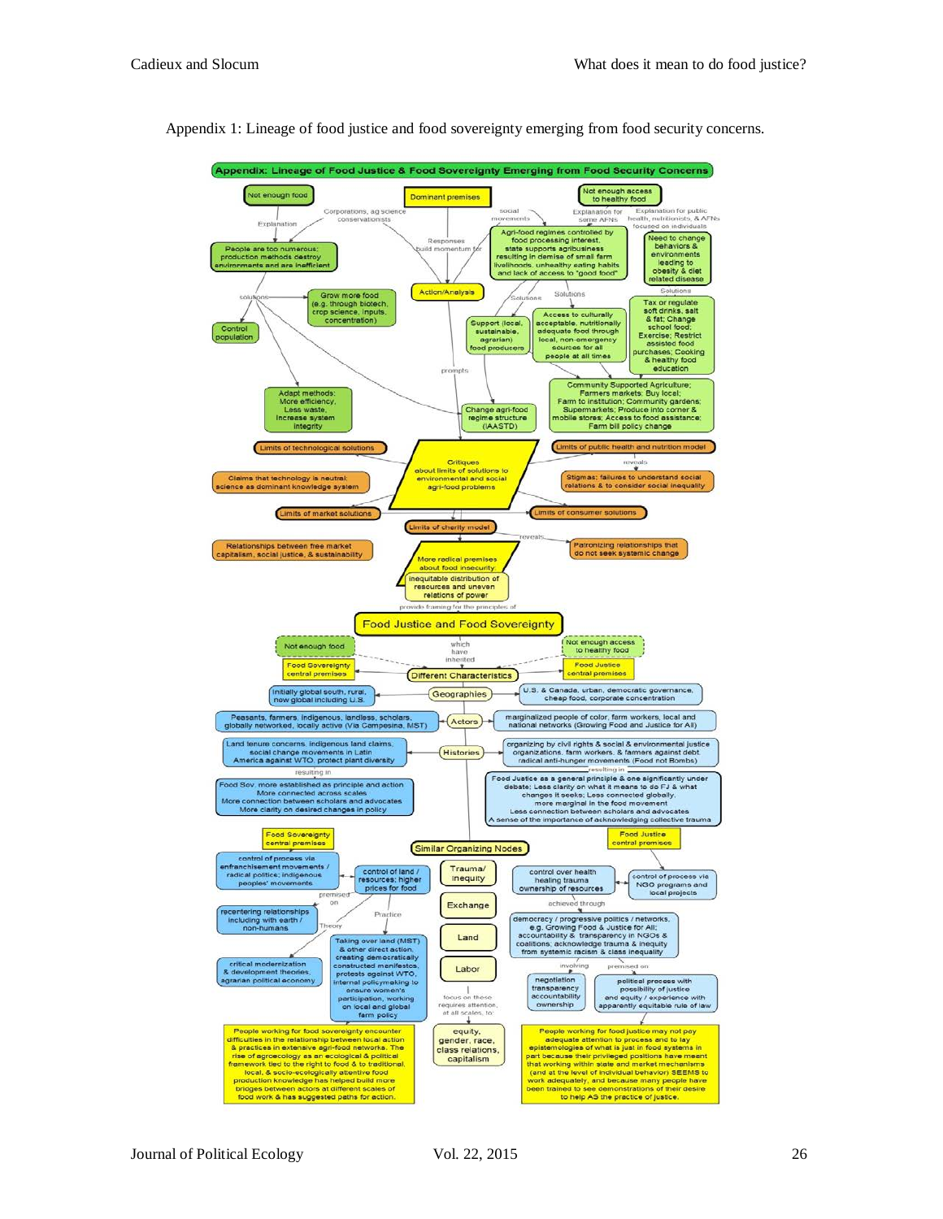Appendix 1: Lineage of food justice and food sovereignty emerging from food security concerns.

Appendix: Lineage of Food Justice & Food Sovereignty Emerging from Food Security Concerns

Not enough food

Dominant premises

Not enough access to healthy food

Corporations, ag science conservationists

social movements

Explanation for some AFNs

Explanation for public health, nutritionists, & AFNs focused on individuals

Explanation

People are too numerous; production methods destroy environments and are inefficient

Responses build momentum for

Agri-food regimes controlled by food processing interest, state supports agribusiness resulting in demise of small farm livelihoods, unhealthy eating habits and lack of access to "good food"

Need to change behaviors & environments leading to obesity & diet related disease

solutions

Grow more food (e.g. through biotech, crop science, inputs, concentration)

Action/Analysis

Solutions

Solutions

Solutions

Control population

Support (local, sustainable, agrarian) food producers

Access to culturally acceptable, nutritionally adequate food through local, non-emergency sources for all people at all times

Tax or regulate soft drinks, salt & fat; Change school food; Exercise; Restrict assisted food purchases; Cooking & healthy food education

prompts

Adapt methods: More efficiency, Less waste, Increase system integrity

Change agri-food regime structure (IAASTD)

Community Supported Agriculture; Farmers markets; Buy local; Farm to institution; Community gardens; Supermarkets; Produce into corner & mobile stores; Access to food assistance; Farm bill policy change

Limits of technological solutions

Limits of public health and nutrition model

reveals

Critiques about limits of solutions to environmental and social agri-food problems

Claims that technology is neutral; science as dominant knowledge system

Stigmas; failures to understand social relations & to consider social inequality

Limits of market solutions

Limits of consumer solutions

Limits of charity model

reveals

Relationships between free market capitalism, social justice, & sustainability

Patronizing relationships that do not seek systemic change

More radical premises about food insecurity

inequitable distribution of resources and uneven relations of power

provide framing for the principles of

Food Justice and Food Sovereignty

Not enough food

which have inherited

Not enough access to healthy food

Food Sovereignty central premises

Different Characteristics

Food Justice central premises

Initially global south, rural, now global including U.S.

Geographies

U.S. & Canada, urban, democratic governance, cheap food, corporate concentration

Peasants, farmers, indigenous, landless, scholars, globally networked, locally active (Via Campesina, MST)

Actors

marginalized people of color, farm workers, local and national networks (Growing Food and Justice for All)

Land tenure concerns, indigenous land claims, social change movements in Latin America against WTO, protect plant diversity

Histories

organizing by civil rights & social & environmental justice organizations, farm workers, & farmers against debt, radical anti-hunger movements (Food not Bombs)

resulting in

resulting in

Food Sov. more established as principle and action; More connected across scales; More connection between scholars and advocates; More clarity on desired changes in policy

Food Justice as a general principle & one significantly under debate: Less clarity on what it means to do FJ & what changes it seeks; Less connected globally, more marginal in the food movement; Less connection between scholars and advocates; A sense of the importance of acknowledging collective trauma

Food Sovereignty central premises

Similar Organizing Nodes

Food Justice central premises

control of process via enfranchisement movements / radical politics; indigenous peoples' movements

control of land / resources; higher prices for food

Trauma/ Inequity

control over health healing trauma ownership of resources

control of process via NGO programs and local projects

premised on

Exchange

achieved through

recentering relationships including with earth / non-humans

Practice

Theory

Land

democracy / progressive politics / networks, e.g. Growing Food & Justice for All; accountability & transparency in NGOs & coalitions; acknowledge trauma & inequity from systemic racism & class inequality

Taking over land (MST) & other direct action, creating democratically constructed manifestos, protests against WTO, internal policymaking to ensure women's participation, working on local and global farm policy

involving

premised on

critical modernization & development theories, agrarian political economy

Labor

negotiation transparency accountability ownership

political process with possibility of justice and equity / experience with apparently equitable rule of law

focus on these requires attention, at all scales, to:

People working for food sovereignty encounter difficulties in the relationship between local action & practices in extensive agri-food networks. The rise of agroecology as an ecological & political framework tied to the right to food & to traditional, local, & socio-ecologically attentive food production knowledge has helped build more bridges between actors at different scales of food work & has suggested paths for action.

equity, gender, race, class relations, capitalism

People working for food justice may not pay adequate attention to process and to lay epistemologies of what is just in food systems in part because their privileged positions have meant that working within state and market mechanisms (and at the level of individual behavior) SEEMS to work adequately, and because many people have been trained to see demonstrations of their desire to help AS the practice of justice.